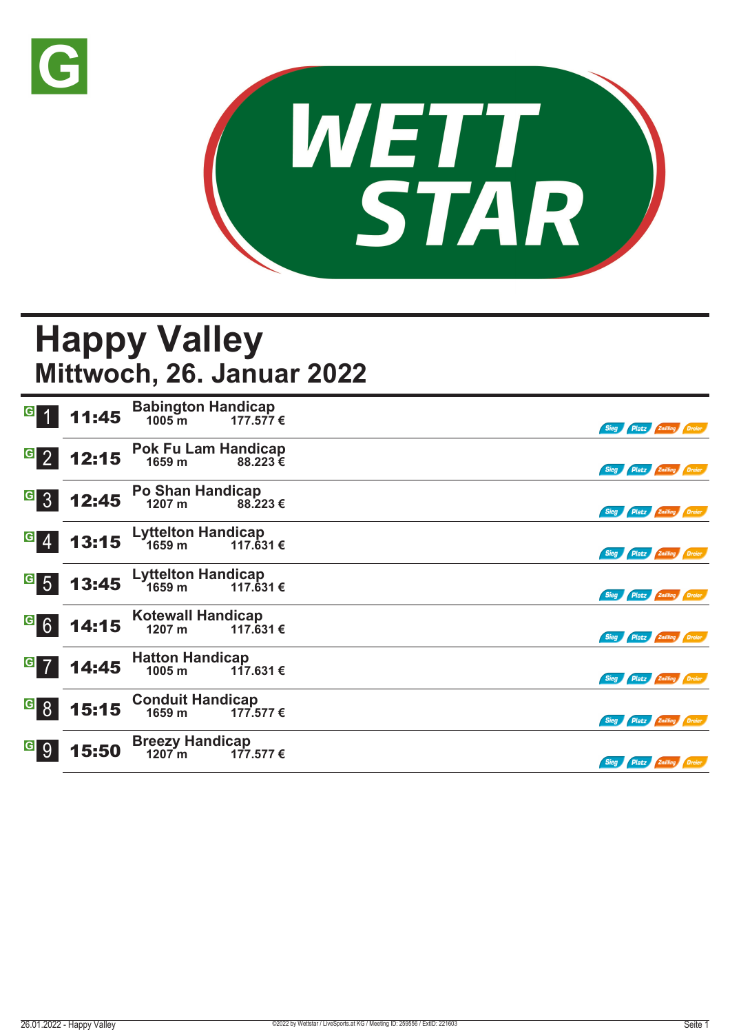# Happy Valley

## Mittwoch, 26. Januar 2022

| Nr. | Zeit | Rennen | Distanz | Preisgeld | Wetten |
|---|---|---|---|---|---|
| 1 | 11:45 | Babington Handicap | 1005 m | 177.577 € | Sieg Platz Zwilling Dreier |
| 2 | 12:15 | Pok Fu Lam Handicap | 1659 m | 88.223 € | Sieg Platz Zwilling Dreier |
| 3 | 12:45 | Po Shan Handicap | 1207 m | 88.223 € | Sieg Platz Zwilling Dreier |
| 4 | 13:15 | Lyttelton Handicap | 1659 m | 117.631 € | Sieg Platz Zwilling Dreier |
| 5 | 13:45 | Lyttelton Handicap | 1659 m | 117.631 € | Sieg Platz Zwilling Dreier |
| 6 | 14:15 | Kotewall Handicap | 1207 m | 117.631 € | Sieg Platz Zwilling Dreier |
| 7 | 14:45 | Hatton Handicap | 1005 m | 117.631 € | Sieg Platz Zwilling Dreier |
| 8 | 15:15 | Conduit Handicap | 1659 m | 177.577 € | Sieg Platz Zwilling Dreier |
| 9 | 15:50 | Breezy Handicap | 1207 m | 177.577 € | Sieg Platz Zwilling Dreier |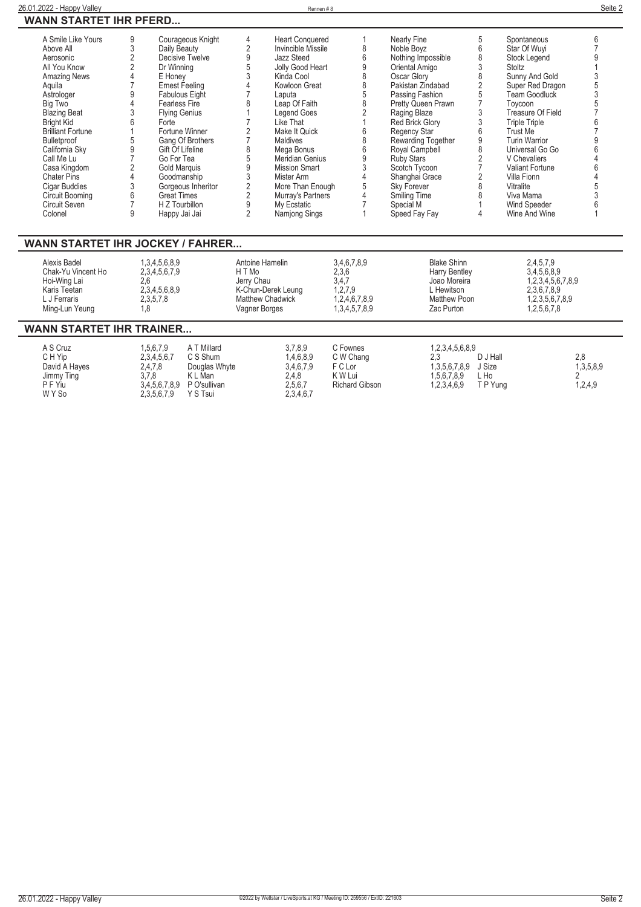## WANN STARTET IHR PFERD...

| Pferd | Rennen | Pferd | Rennen | Pferd | Rennen | Pferd | Rennen | Pferd | Rennen |
|---|---|---|---|---|---|---|---|---|---|
| A Smile Like Yours | 9 | Courageous Knight | 4 | Heart Conquered | 1 | Nearly Fine | 5 | Spontaneous | 6 |
| Above All | 3 | Daily Beauty | 2 | Invincible Missile | 8 | Noble Boyz | 6 | Star Of Wuyi | 7 |
| Aerosonic | 2 | Decisive Twelve | 9 | Jazz Steed | 6 | Nothing Impossible | 8 | Stock Legend | 9 |
| All You Know | 2 | Dr Winning | 5 | Jolly Good Heart | 9 | Oriental Amigo | 3 | Stoltz | 1 |
| Amazing News | 4 | E Honey | 3 | Kinda Cool | 8 | Oscar Glory | 8 | Sunny And Gold | 3 |
| Aquila | 7 | Ernest Feeling | 4 | Kowloon Great | 8 | Pakistan Zindabad | 2 | Super Red Dragon | 5 |
| Astrologer | 9 | Fabulous Eight | 7 | Laputa | 5 | Passing Fashion | 5 | Team Goodluck | 3 |
| Big Two | 4 | Fearless Fire | 8 | Leap Of Faith | 8 | Pretty Queen Prawn | 7 | Toycoon | 5 |
| Blazing Beat | 3 | Flying Genius | 1 | Legend Goes | 2 | Raging Blaze | 3 | Treasure Of Field | 7 |
| Bright Kid | 6 | Forte | 7 | Like That | 1 | Red Brick Glory | 3 | Triple Triple | 6 |
| Brilliant Fortune | 1 | Fortune Winner | 2 | Make It Quick | 6 | Regency Star | 6 | Trust Me | 7 |
| Bulletproof | 5 | Gang Of Brothers | 7 | Maldives | 8 | Rewarding Together | 9 | Turin Warrior | 9 |
| California Sky | 9 | Gift Of Lifeline | 8 | Mega Bonus | 6 | Royal Campbell | 8 | Universal Go Go | 6 |
| Call Me Lu | 7 | Go For Tea | 5 | Meridian Genius | 9 | Ruby Stars | 2 | V Chevaliers | 4 |
| Casa Kingdom | 2 | Gold Marquis | 9 | Mission Smart | 3 | Scotch Tycoon | 7 | Valiant Fortune | 6 |
| Chater Pins | 4 | Goodmanship | 3 | Mister Arm | 4 | Shanghai Grace | 2 | Villa Fionn | 4 |
| Cigar Buddies | 3 | Gorgeous Inheritor | 2 | More Than Enough | 5 | Sky Forever | 8 | Vitralite | 5 |
| Circuit Booming | 6 | Great Times | 2 | Murray's Partners | 4 | Smiling Time | 8 | Viva Mama | 3 |
| Circuit Seven | 7 | H Z Tourbillon | 9 | My Ecstatic | 7 | Special M | 1 | Wind Speeder | 6 |
| Colonel | 9 | Happy Jai Jai | 2 | Namjong Sings | 1 | Speed Fay Fay | 4 | Wine And Wine | 1 |

## WANN STARTET IHR JOCKEY / FAHRER...

| Jockey | Rennen | Jockey | Rennen | Jockey | Rennen |
|---|---|---|---|---|---|
| Alexis Badel | 1,3,4,5,6,8,9 | Antoine Hamelin | 3,4,6,7,8,9 | Blake Shinn | 2,4,5,7,9 |
| Chak-Yu Vincent Ho | 2,3,4,5,6,7,9 | H T Mo | 2,3,6 | Harry Bentley | 3,4,5,6,8,9 |
| Hoi-Wing Lai | 2,6 | Jerry Chau | 3,4,7 | Joao Moreira | 1,2,3,4,5,6,7,8,9 |
| Karis Teetan | 2,3,4,5,6,8,9 | K-Chun-Derek Leung | 1,2,7,9 | L Hewitson | 2,3,6,7,8,9 |
| L J Ferraris | 2,3,5,7,8 | Matthew Chadwick | 1,2,4,6,7,8,9 | Matthew Poon | 1,2,3,5,6,7,8,9 |
| Ming-Lun Yeung | 1,8 | Vagner Borges | 1,3,4,5,7,8,9 | Zac Purton | 1,2,5,6,7,8 |

## WANN STARTET IHR TRAINER...

| Trainer | Rennen | Trainer | Rennen | Trainer | Rennen | Trainer | Rennen |
|---|---|---|---|---|---|---|---|
| A S Cruz | 1,5,6,7,9 | A T Millard | 3,7,8,9 | C Fownes | 1,2,3,4,5,6,8,9 | | |
| C H Yip | 2,3,4,5,6,7 | C S Shum | 1,4,6,8,9 | C W Chang | 2,3 | D J Hall | 2,8 |
| David A Hayes | 2,4,7,8 | Douglas Whyte | 3,4,6,7,9 | F C Lor | 1,3,5,6,7,8,9 | J Size | 1,3,5,8,9 |
| Jimmy Ting | 3,7,8 | K L Man | 2,4,8 | K W Lui | 1,5,6,7,8,9 | L Ho | 2 |
| P F Yiu | 3,4,5,6,7,8,9 | P O'sullivan | 2,5,6,7 | Richard Gibson | 1,2,3,4,6,9 | T P Yung | 1,2,4,9 |
| W Y So | 2,3,5,6,7,9 | Y S Tsui | 2,3,4,6,7 | | | | |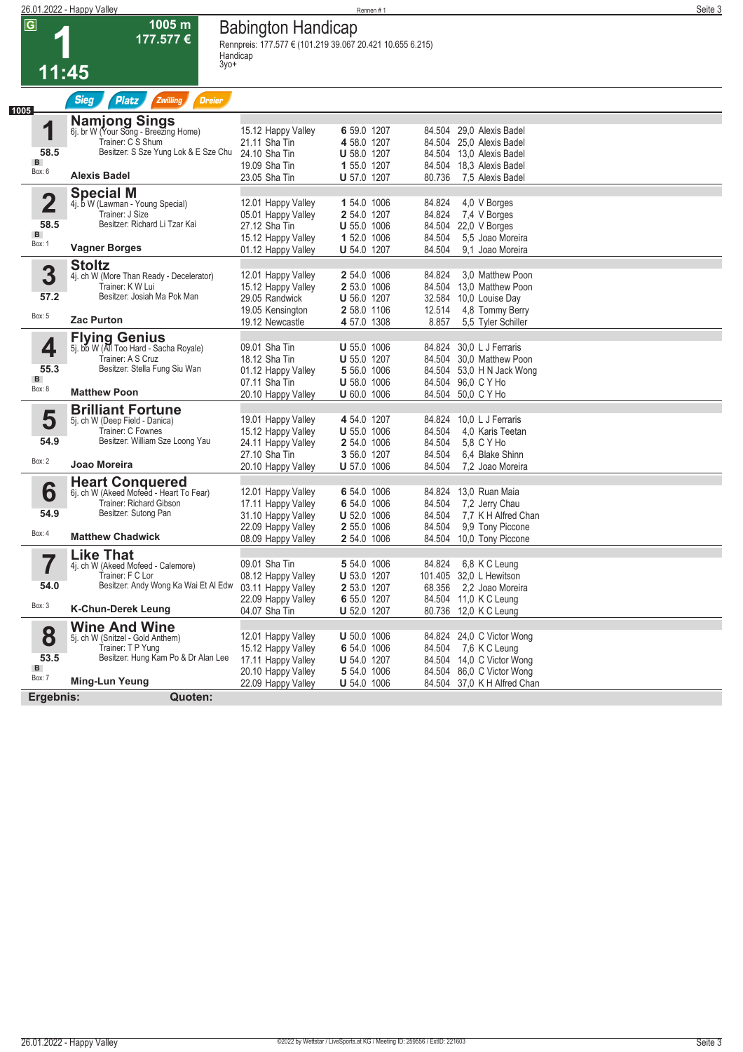# 1 — 11:45 — 1005 m — 177.577 €

## Babington Handicap

Rennpreis: 177.577 € (101.219 39.067 20.421 10.655 6.215)
Handicap
3yo+

Sieg | Platz | Zwilling | Dreier

1005

### 1 Namjong Sings
6j. br W (Your Song - Breezing Home)
Trainer: C S Shum
Besitzer: S Sze Yung Lok & E Sze Chu
58.5 B Box: 6
**Alexis Badel**

| Datum | Ort | Platz | Gew. | Dist. | Preis | Quote | Jockey |
|---|---|---|---|---|---|---|---|
| 15.12 | Happy Valley | 6 | 59.0 | 1207 | 84.504 | 29,0 | Alexis Badel |
| 21.11 | Sha Tin | 4 | 58.0 | 1207 | 84.504 | 25,0 | Alexis Badel |
| 24.10 | Sha Tin | U | 58.0 | 1207 | 84.504 | 13,0 | Alexis Badel |
| 19.09 | Sha Tin | 1 | 55.0 | 1207 | 84.504 | 18,3 | Alexis Badel |
| 23.05 | Sha Tin | U | 57.0 | 1207 | 80.736 | 7,5 | Alexis Badel |

### 2 Special M
4j. b W (Lawman - Young Special)
Trainer: J Size
Besitzer: Richard Li Tzar Kai
58.5 B Box: 1
**Vagner Borges**

| Datum | Ort | Platz | Gew. | Dist. | Preis | Quote | Jockey |
|---|---|---|---|---|---|---|---|
| 12.01 | Happy Valley | 1 | 54.0 | 1006 | 84.824 | 4,0 | V Borges |
| 05.01 | Happy Valley | 2 | 54.0 | 1207 | 84.824 | 7,4 | V Borges |
| 27.12 | Sha Tin | U | 55.0 | 1006 | 84.504 | 22,0 | V Borges |
| 15.12 | Happy Valley | 1 | 52.0 | 1006 | 84.504 | 5,5 | Joao Moreira |
| 01.12 | Happy Valley | U | 54.0 | 1207 | 84.504 | 9,1 | Joao Moreira |

### 3 Stoltz
4j. ch W (More Than Ready - Decelerator)
Trainer: K W Lui
Besitzer: Josiah Ma Pok Man
57.2 Box: 5
**Zac Purton**

| Datum | Ort | Platz | Gew. | Dist. | Preis | Quote | Jockey |
|---|---|---|---|---|---|---|---|
| 12.01 | Happy Valley | 2 | 54.0 | 1006 | 84.824 | 3,0 | Matthew Poon |
| 15.12 | Happy Valley | 2 | 53.0 | 1006 | 84.504 | 13,0 | Matthew Poon |
| 29.05 | Randwick | U | 56.0 | 1207 | 32.584 | 10,0 | Louise Day |
| 19.05 | Kensington | 2 | 58.0 | 1106 | 12.514 | 4,8 | Tommy Berry |
| 19.12 | Newcastle | 4 | 57.0 | 1308 | 8.857 | 5,5 | Tyler Schiller |

### 4 Flying Genius
5j. bb W (All Too Hard - Sacha Royale)
Trainer: A S Cruz
Besitzer: Stella Fung Siu Wan
55.3 B Box: 8
**Matthew Poon**

| Datum | Ort | Platz | Gew. | Dist. | Preis | Quote | Jockey |
|---|---|---|---|---|---|---|---|
| 09.01 | Sha Tin | U | 55.0 | 1006 | 84.824 | 30,0 | L J Ferraris |
| 18.12 | Sha Tin | U | 55.0 | 1207 | 84.504 | 30,0 | Matthew Poon |
| 01.12 | Happy Valley | 5 | 56.0 | 1006 | 84.504 | 53,0 | H N Jack Wong |
| 07.11 | Sha Tin | U | 58.0 | 1006 | 84.504 | 96,0 | C Y Ho |
| 20.10 | Happy Valley | U | 60.0 | 1006 | 84.504 | 50,0 | C Y Ho |

### 5 Brilliant Fortune
5j. ch W (Deep Field - Danica)
Trainer: C Fownes
Besitzer: William Sze Loong Yau
54.9 Box: 2
**Joao Moreira**

| Datum | Ort | Platz | Gew. | Dist. | Preis | Quote | Jockey |
|---|---|---|---|---|---|---|---|
| 19.01 | Happy Valley | 4 | 54.0 | 1207 | 84.824 | 10,0 | L J Ferraris |
| 15.12 | Happy Valley | U | 55.0 | 1006 | 84.504 | 4,0 | Karis Teetan |
| 24.11 | Happy Valley | 2 | 54.0 | 1006 | 84.504 | 5,8 | C Y Ho |
| 27.10 | Sha Tin | 3 | 56.0 | 1207 | 84.504 | 6,4 | Blake Shinn |
| 20.10 | Happy Valley | U | 57.0 | 1006 | 84.504 | 7,2 | Joao Moreira |

### 6 Heart Conquered
6j. ch W (Akeed Mofeed - Heart To Fear)
Trainer: Richard Gibson
Besitzer: Sutong Pan
54.9 Box: 4
**Matthew Chadwick**

| Datum | Ort | Platz | Gew. | Dist. | Preis | Quote | Jockey |
|---|---|---|---|---|---|---|---|
| 12.01 | Happy Valley | 6 | 54.0 | 1006 | 84.824 | 13,0 | Ruan Maia |
| 17.11 | Happy Valley | 6 | 54.0 | 1006 | 84.504 | 7,2 | Jerry Chau |
| 31.10 | Happy Valley | U | 52.0 | 1006 | 84.504 | 7,7 | K H Alfred Chan |
| 22.09 | Happy Valley | 2 | 55.0 | 1006 | 84.504 | 9,9 | Tony Piccone |
| 08.09 | Happy Valley | 2 | 54.0 | 1006 | 84.504 | 10,0 | Tony Piccone |

### 7 Like That
4j. ch W (Akeed Mofeed - Calemore)
Trainer: F C Lor
Besitzer: Andy Wong Ka Wai Et Al Edw
54.0 Box: 3
**K-Chun-Derek Leung**

| Datum | Ort | Platz | Gew. | Dist. | Preis | Quote | Jockey |
|---|---|---|---|---|---|---|---|
| 09.01 | Sha Tin | 5 | 54.0 | 1006 | 84.824 | 6,8 | K C Leung |
| 08.12 | Happy Valley | U | 53.0 | 1207 | 101.405 | 32,0 | L Hewitson |
| 03.11 | Happy Valley | 2 | 53.0 | 1207 | 68.356 | 2,2 | Joao Moreira |
| 22.09 | Happy Valley | 6 | 55.0 | 1207 | 84.504 | 11,0 | K C Leung |
| 04.07 | Sha Tin | U | 52.0 | 1207 | 80.736 | 12,0 | K C Leung |

### 8 Wine And Wine
5j. ch W (Snitzel - Gold Anthem)
Trainer: T P Yung
Besitzer: Hung Kam Po & Dr Alan Lee
53.5 B Box: 7
**Ming-Lun Yeung**

| Datum | Ort | Platz | Gew. | Dist. | Preis | Quote | Jockey |
|---|---|---|---|---|---|---|---|
| 12.01 | Happy Valley | U | 50.0 | 1006 | 84.824 | 24,0 | C Victor Wong |
| 15.12 | Happy Valley | 6 | 54.0 | 1006 | 84.504 | 7,6 | K C Leung |
| 17.11 | Happy Valley | U | 54.0 | 1207 | 84.504 | 14,0 | C Victor Wong |
| 20.10 | Happy Valley | 5 | 54.0 | 1006 | 84.504 | 86,0 | C Victor Wong |
| 22.09 | Happy Valley | U | 54.0 | 1006 | 84.504 | 37,0 | K H Alfred Chan |

**Ergebnis:** **Quoten:**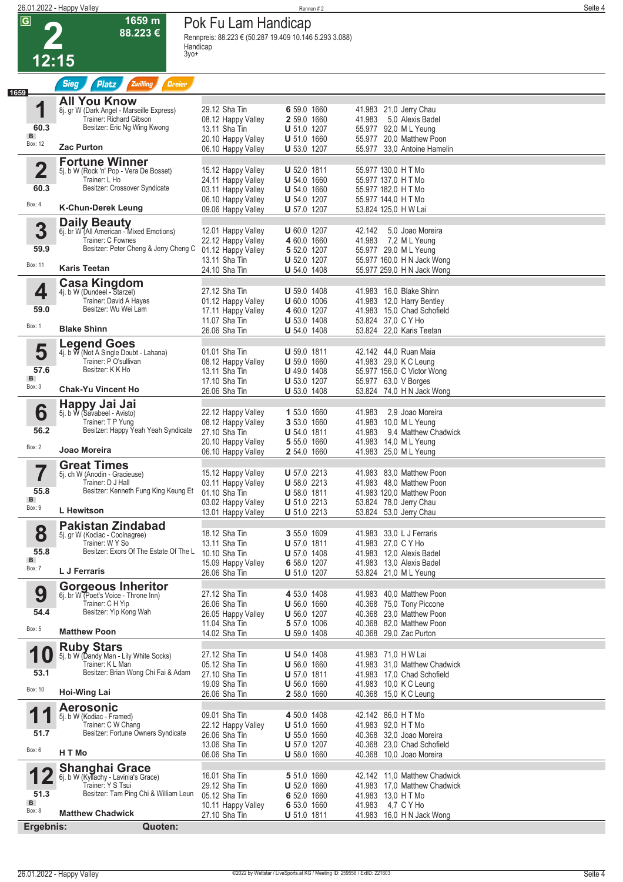# 2 — Pok Fu Lam Handicap

**1659 m** | **88.223 €** | **12:15**

Rennpreis: 88.223 € (50.287 19.409 10.146 5.293 3.088)
Handicap
3yo+

Sieg | Platz | Zwilling | Dreier

## 1 All You Know
8j. gr W (Dark Angel - Marseille Express)
Trainer: Richard Gibson
Besitzer: Eric Ng Wing Kwong
60.3 | B | Box: 12
**Zac Purton**

| Datum | Bahn | Platz/Gew. | Dist. | Preis | Quote | Reiter |
|---|---|---|---|---|---|---|
| 29.12 | Sha Tin | 6 59.0 | 1660 | 41.983 | 21,0 | Jerry Chau |
| 08.12 | Happy Valley | 2 59.0 | 1660 | 41.983 | 5,0 | Alexis Badel |
| 13.11 | Sha Tin | U 51.0 | 1207 | 55.977 | 92,0 | M L Yeung |
| 20.10 | Happy Valley | U 51.0 | 1660 | 55.977 | 20,0 | Matthew Poon |
| 06.10 | Happy Valley | U 53.0 | 1207 | 55.977 | 33,0 | Antoine Hamelin |

## 2 Fortune Winner
5j. b W (Rock 'n' Pop - Vera De Bosset)
Trainer: L Ho
Besitzer: Crossover Syndicate
60.3 | Box: 4
**K-Chun-Derek Leung**

| Datum | Bahn | Platz/Gew. | Dist. | Preis | Quote | Reiter |
|---|---|---|---|---|---|---|
| 15.12 | Happy Valley | U 52.0 | 1811 | 55.977 | 130,0 | H T Mo |
| 24.11 | Happy Valley | U 54.0 | 1660 | 55.977 | 137,0 | H T Mo |
| 03.11 | Happy Valley | U 54.0 | 1660 | 55.977 | 182,0 | H T Mo |
| 06.10 | Happy Valley | U 54.0 | 1660 | 55.977 | 144,0 | H T Mo |
| 09.06 | Happy Valley | U 57.0 | 1207 | 53.824 | 125,0 | H W Lai |

## 3 Daily Beauty
6j. br W (All American - Mixed Emotions)
Trainer: C Fownes
Besitzer: Peter Cheng & Jerry Cheng C
59.9 | Box: 11
**Karis Teetan**

| Datum | Bahn | Platz/Gew. | Dist. | Preis | Quote | Reiter |
|---|---|---|---|---|---|---|
| 12.01 | Happy Valley | U 60.0 | 1207 | 42.142 | 5,0 | Joao Moreira |
| 22.12 | Happy Valley | 4 60.0 | 1660 | 41.983 | 7,2 | M L Yeung |
| 01.12 | Happy Valley | 5 52.0 | 1207 | 55.977 | 29,0 | M L Yeung |
| 13.11 | Sha Tin | U 52.0 | 1207 | 55.977 | 160,0 | H N Jack Wong |
| 24.10 | Sha Tin | U 54.0 | 1408 | 55.977 | 259,0 | H N Jack Wong |

## 4 Casa Kingdom
4j. b W (Dundeel - Starzel)
Trainer: David A Hayes
Besitzer: Wu Wei Lam
59.0 | Box: 1
**Blake Shinn**

| Datum | Bahn | Platz/Gew. | Dist. | Preis | Quote | Reiter |
|---|---|---|---|---|---|---|
| 27.12 | Sha Tin | U 59.0 | 1408 | 41.983 | 16,0 | Blake Shinn |
| 01.12 | Happy Valley | U 60.0 | 1006 | 41.983 | 12,0 | Harry Bentley |
| 17.11 | Happy Valley | 4 60.0 | 1207 | 41.983 | 15,0 | Chad Schofield |
| 11.07 | Sha Tin | U 53.0 | 1408 | 53.824 | 37,0 | C Y Ho |
| 26.06 | Sha Tin | U 54.0 | 1408 | 53.824 | 22,0 | Karis Teetan |

## 5 Legend Goes
4j. b W (Not A Single Doubt - Lahana)
Trainer: P O'sullivan
Besitzer: K K Ho
57.6 | B | Box: 3
**Chak-Yu Vincent Ho**

| Datum | Bahn | Platz/Gew. | Dist. | Preis | Quote | Reiter |
|---|---|---|---|---|---|---|
| 01.01 | Sha Tin | U 59.0 | 1811 | 42.142 | 44,0 | Ruan Maia |
| 08.12 | Happy Valley | U 59.0 | 1660 | 41.983 | 29,0 | K C Leung |
| 13.11 | Sha Tin | U 49.0 | 1408 | 55.977 | 156,0 | C Victor Wong |
| 17.10 | Sha Tin | U 53.0 | 1207 | 55.977 | 63,0 | V Borges |
| 26.06 | Sha Tin | U 53.0 | 1408 | 53.824 | 74,0 | H N Jack Wong |

## 6 Happy Jai Jai
5j. b W (Savabeel - Avisto)
Trainer: T P Yung
Besitzer: Happy Yeah Yeah Syndicate
56.2 | Box: 2
**Joao Moreira**

| Datum | Bahn | Platz/Gew. | Dist. | Preis | Quote | Reiter |
|---|---|---|---|---|---|---|
| 22.12 | Happy Valley | 1 53.0 | 1660 | 41.983 | 2,9 | Joao Moreira |
| 08.12 | Happy Valley | 3 53.0 | 1660 | 41.983 | 10,0 | M L Yeung |
| 27.10 | Sha Tin | U 54.0 | 1811 | 41.983 | 9,4 | Matthew Chadwick |
| 20.10 | Happy Valley | 5 55.0 | 1660 | 41.983 | 14,0 | M L Yeung |
| 06.10 | Happy Valley | 2 54.0 | 1660 | 41.983 | 25,0 | M L Yeung |

## 7 Great Times
5j. ch W (Anodin - Gracieuse)
Trainer: D J Hall
Besitzer: Kenneth Fung King Keung Et
55.8 | B | Box: 9
**L Hewitson**

| Datum | Bahn | Platz/Gew. | Dist. | Preis | Quote | Reiter |
|---|---|---|---|---|---|---|
| 15.12 | Happy Valley | U 57.0 | 2213 | 41.983 | 83,0 | Matthew Poon |
| 03.11 | Happy Valley | U 58.0 | 2213 | 41.983 | 48,0 | Matthew Poon |
| 01.10 | Sha Tin | U 58.0 | 1811 | 41.983 | 120,0 | Matthew Poon |
| 03.02 | Happy Valley | U 51.0 | 2213 | 53.824 | 78,0 | Jerry Chau |
| 13.01 | Happy Valley | U 51.0 | 2213 | 53.824 | 53,0 | Jerry Chau |

## 8 Pakistan Zindabad
5j. gr W (Kodiac - Coolnagree)
Trainer: W Y So
Besitzer: Exors Of The Estate Of The L
55.8 | B | Box: 7
**L J Ferraris**

| Datum | Bahn | Platz/Gew. | Dist. | Preis | Quote | Reiter |
|---|---|---|---|---|---|---|
| 18.12 | Sha Tin | 3 55.0 | 1609 | 41.983 | 33,0 | L J Ferraris |
| 13.11 | Sha Tin | U 57.0 | 1811 | 41.983 | 27,0 | C Y Ho |
| 10.10 | Sha Tin | U 57.0 | 1408 | 41.983 | 12,0 | Alexis Badel |
| 15.09 | Happy Valley | 6 58.0 | 1207 | 41.983 | 13,0 | Alexis Badel |
| 26.06 | Sha Tin | U 51.0 | 1207 | 53.824 | 21,0 | M L Yeung |

## 9 Gorgeous Inheritor
6j. br W (Poet's Voice - Throne Inn)
Trainer: C H Yip
Besitzer: Yip Kong Wah
54.4 | Box: 5
**Matthew Poon**

| Datum | Bahn | Platz/Gew. | Dist. | Preis | Quote | Reiter |
|---|---|---|---|---|---|---|
| 27.12 | Sha Tin | 4 53.0 | 1408 | 41.983 | 40,0 | Matthew Poon |
| 26.06 | Sha Tin | U 56.0 | 1660 | 40.368 | 75,0 | Tony Piccone |
| 26.05 | Happy Valley | U 56.0 | 1207 | 40.368 | 23,0 | Matthew Poon |
| 11.04 | Sha Tin | 5 57.0 | 1006 | 40.368 | 82,0 | Matthew Poon |
| 14.02 | Sha Tin | U 59.0 | 1408 | 40.368 | 29,0 | Zac Purton |

## 10 Ruby Stars
5j. b W (Dandy Man - Lily White Socks)
Trainer: K L Man
Besitzer: Brian Wong Chi Fai & Adam
53.1 | Box: 10
**Hoi-Wing Lai**

| Datum | Bahn | Platz/Gew. | Dist. | Preis | Quote | Reiter |
|---|---|---|---|---|---|---|
| 27.12 | Sha Tin | U 54.0 | 1408 | 41.983 | 71,0 | H W Lai |
| 05.12 | Sha Tin | U 56.0 | 1660 | 41.983 | 31,0 | Matthew Chadwick |
| 27.10 | Sha Tin | U 57.0 | 1811 | 41.983 | 17,0 | Chad Schofield |
| 19.09 | Sha Tin | U 56.0 | 1660 | 41.983 | 10,0 | K C Leung |
| 26.06 | Sha Tin | 2 58.0 | 1660 | 40.368 | 15,0 | K C Leung |

## 11 Aerosonic
5j. b W (Kodiac - Framed)
Trainer: C W Chang
Besitzer: Fortune Owners Syndicate
51.7 | Box: 6
**H T Mo**

| Datum | Bahn | Platz/Gew. | Dist. | Preis | Quote | Reiter |
|---|---|---|---|---|---|---|
| 09.01 | Sha Tin | 4 50.0 | 1408 | 42.142 | 86,0 | H T Mo |
| 22.12 | Happy Valley | U 51.0 | 1660 | 41.983 | 92,0 | H T Mo |
| 26.06 | Sha Tin | U 55.0 | 1660 | 40.368 | 32,0 | Joao Moreira |
| 13.06 | Sha Tin | U 57.0 | 1207 | 40.368 | 23,0 | Chad Schofield |
| 06.06 | Sha Tin | U 58.0 | 1660 | 40.368 | 10,0 | Joao Moreira |

## 12 Shanghai Grace
6j. b W (Kyllachy - Lavinia's Grace)
Trainer: Y S Tsui
Besitzer: Tam Ping Chi & William Leun
51.3 | B | Box: 8
**Matthew Chadwick**

| Datum | Bahn | Platz/Gew. | Dist. | Preis | Quote | Reiter |
|---|---|---|---|---|---|---|
| 16.01 | Sha Tin | 5 51.0 | 1660 | 42.142 | 11,0 | Matthew Chadwick |
| 29.12 | Sha Tin | U 52.0 | 1660 | 41.983 | 17,0 | Matthew Chadwick |
| 05.12 | Sha Tin | 6 52.0 | 1660 | 41.983 | 13,0 | H T Mo |
| 10.11 | Happy Valley | 6 53.0 | 1660 | 41.983 | 4,7 | C Y Ho |
| 27.10 | Sha Tin | U 51.0 | 1811 | 41.983 | 16,0 | H N Jack Wong |

**Ergebnis:** **Quoten:**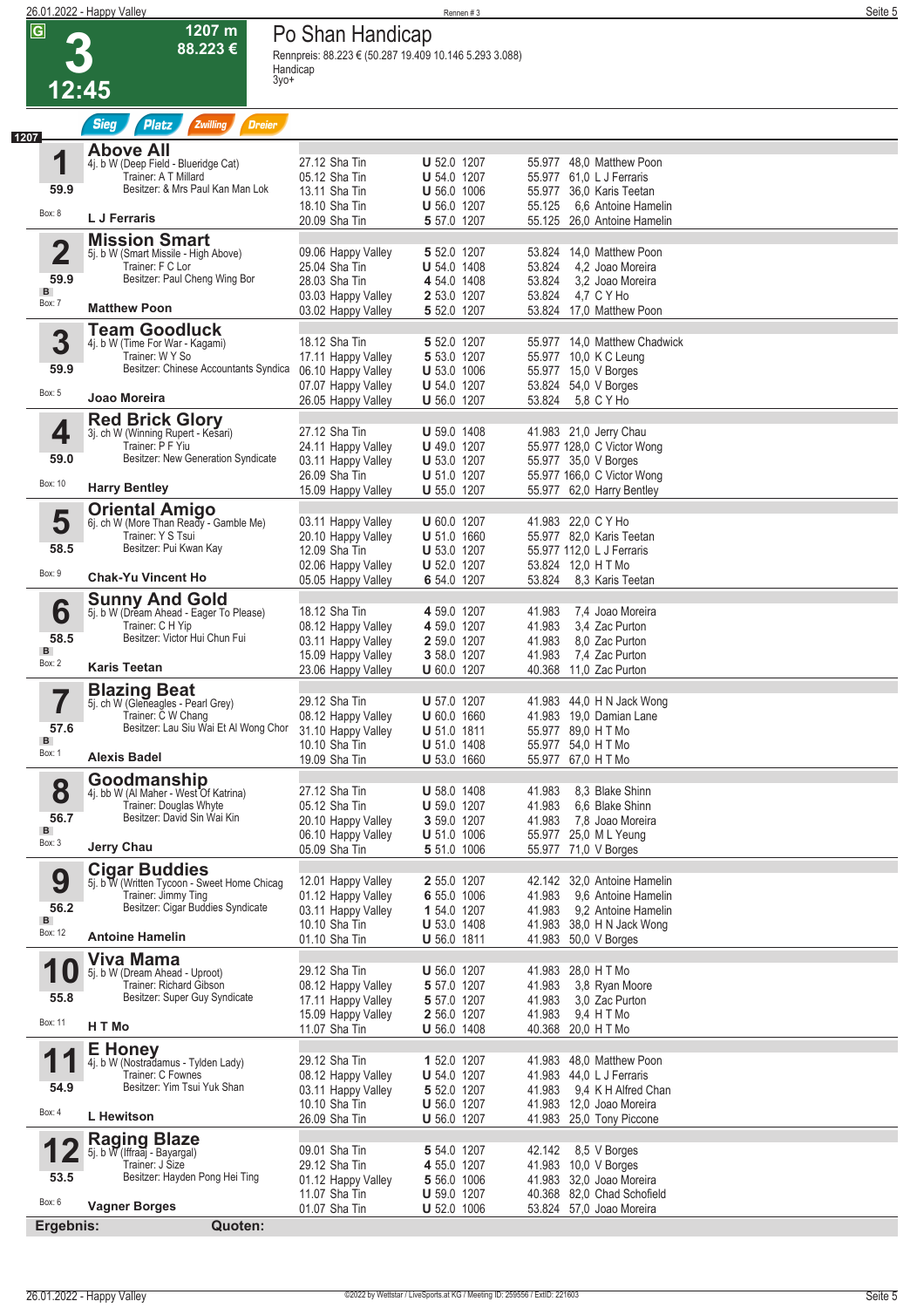# 3 — Po Shan Handicap

**12:45** | **1207 m** | **88.223 €**

Rennpreis: 88.223 € (50.287 19.409 10.146 5.293 3.088)
Handicap
3yo+

Sieg | Platz | Zwilling | Dreier

**1207**

## 1 Above All
4j. b W (Deep Field - Blueridge Cat)
Trainer: A T Millard
Besitzer: & Mrs Paul Kan Man Lok
**59.9** | Box: 8
**L J Ferraris**

| Datum | Bahn | Platz | Gew. | Distanz | Preis | Quote | Reiter |
|---|---|---|---|---|---|---|---|
| 27.12 | Sha Tin | U | 52.0 | 1207 | 55.977 | 48,0 | Matthew Poon |
| 05.12 | Sha Tin | U | 54.0 | 1207 | 55.977 | 61,0 | L J Ferraris |
| 13.11 | Sha Tin | U | 56.0 | 1006 | 55.977 | 36,0 | Karis Teetan |
| 18.10 | Sha Tin | U | 56.0 | 1207 | 55.125 | 6,6 | Antoine Hamelin |
| 20.09 | Sha Tin | 5 | 57.0 | 1207 | 55.125 | 26,0 | Antoine Hamelin |

## 2 Mission Smart
5j. b W (Smart Missile - High Above)
Trainer: F C Lor
Besitzer: Paul Cheng Wing Bor
**59.9** | B | Box: 7
**Matthew Poon**

| Datum | Bahn | Platz | Gew. | Distanz | Preis | Quote | Reiter |
|---|---|---|---|---|---|---|---|
| 09.06 | Happy Valley | 5 | 52.0 | 1207 | 53.824 | 14,0 | Matthew Poon |
| 25.04 | Sha Tin | U | 54.0 | 1408 | 53.824 | 4,2 | Joao Moreira |
| 28.03 | Sha Tin | 4 | 54.0 | 1408 | 53.824 | 3,2 | Joao Moreira |
| 03.03 | Happy Valley | 2 | 53.0 | 1207 | 53.824 | 4,7 | C Y Ho |
| 03.02 | Happy Valley | 5 | 52.0 | 1207 | 53.824 | 17,0 | Matthew Poon |

## 3 Team Goodluck
4j. b W (Time For War - Kagami)
Trainer: W Y So
Besitzer: Chinese Accountants Syndica
**59.9** | Box: 5
**Joao Moreira**

| Datum | Bahn | Platz | Gew. | Distanz | Preis | Quote | Reiter |
|---|---|---|---|---|---|---|---|
| 18.12 | Sha Tin | 5 | 52.0 | 1207 | 55.977 | 14,0 | Matthew Chadwick |
| 17.11 | Happy Valley | 5 | 53.0 | 1207 | 55.977 | 10,0 | K C Leung |
| 06.10 | Happy Valley | U | 53.0 | 1006 | 55.977 | 15,0 | V Borges |
| 07.07 | Happy Valley | U | 54.0 | 1207 | 53.824 | 54,0 | V Borges |
| 26.05 | Happy Valley | U | 56.0 | 1207 | 53.824 | 5,8 | C Y Ho |

## 4 Red Brick Glory
3j. ch W (Winning Rupert - Kesari)
Trainer: P F Yiu
Besitzer: New Generation Syndicate
**59.0** | Box: 10
**Harry Bentley**

| Datum | Bahn | Platz | Gew. | Distanz | Preis | Quote | Reiter |
|---|---|---|---|---|---|---|---|
| 27.12 | Sha Tin | U | 59.0 | 1408 | 41.983 | 21,0 | Jerry Chau |
| 24.11 | Happy Valley | U | 49.0 | 1207 | 55.977 | 128,0 | C Victor Wong |
| 03.11 | Happy Valley | U | 53.0 | 1207 | 55.977 | 35,0 | V Borges |
| 26.09 | Sha Tin | U | 51.0 | 1207 | 55.977 | 166,0 | C Victor Wong |
| 15.09 | Happy Valley | U | 55.0 | 1207 | 55.977 | 62,0 | Harry Bentley |

## 5 Oriental Amigo
6j. ch W (More Than Ready - Gamble Me)
Trainer: Y S Tsui
Besitzer: Pui Kwan Kay
**58.5** | Box: 9
**Chak-Yu Vincent Ho**

| Datum | Bahn | Platz | Gew. | Distanz | Preis | Quote | Reiter |
|---|---|---|---|---|---|---|---|
| 03.11 | Happy Valley | U | 60.0 | 1207 | 41.983 | 22,0 | C Y Ho |
| 20.10 | Happy Valley | U | 51.0 | 1660 | 55.977 | 82,0 | Karis Teetan |
| 12.09 | Sha Tin | U | 53.0 | 1207 | 55.977 | 112,0 | L J Ferraris |
| 02.06 | Happy Valley | U | 52.0 | 1207 | 53.824 | 12,0 | H T Mo |
| 05.05 | Happy Valley | 6 | 54.0 | 1207 | 53.824 | 8,3 | Karis Teetan |

## 6 Sunny And Gold
5j. b W (Dream Ahead - Eager To Please)
Trainer: C H Yip
Besitzer: Victor Hui Chun Fui
**58.5** | B | Box: 2
**Karis Teetan**

| Datum | Bahn | Platz | Gew. | Distanz | Preis | Quote | Reiter |
|---|---|---|---|---|---|---|---|
| 18.12 | Sha Tin | 4 | 59.0 | 1207 | 41.983 | 7,4 | Joao Moreira |
| 08.12 | Happy Valley | 4 | 59.0 | 1207 | 41.983 | 3,4 | Zac Purton |
| 03.11 | Happy Valley | 2 | 59.0 | 1207 | 41.983 | 8,0 | Zac Purton |
| 15.09 | Happy Valley | 3 | 58.0 | 1207 | 41.983 | 7,4 | Zac Purton |
| 23.06 | Happy Valley | U | 60.0 | 1207 | 40.368 | 11,0 | Zac Purton |

## 7 Blazing Beat
5j. ch W (Gleneagles - Pearl Grey)
Trainer: C W Chang
Besitzer: Lau Siu Wai Et Al Wong Chor
**57.6** | B | Box: 1
**Alexis Badel**

| Datum | Bahn | Platz | Gew. | Distanz | Preis | Quote | Reiter |
|---|---|---|---|---|---|---|---|
| 29.12 | Sha Tin | U | 57.0 | 1207 | 41.983 | 44,0 | H N Jack Wong |
| 08.12 | Happy Valley | U | 60.0 | 1660 | 41.983 | 19,0 | Damian Lane |
| 31.10 | Happy Valley | U | 51.0 | 1811 | 55.977 | 89,0 | H T Mo |
| 10.10 | Sha Tin | U | 51.0 | 1408 | 55.977 | 54,0 | H T Mo |
| 19.09 | Sha Tin | U | 53.0 | 1660 | 55.977 | 67,0 | H T Mo |

## 8 Goodmanship
4j. bb W (Al Maher - West Of Katrina)
Trainer: Douglas Whyte
Besitzer: David Sin Wai Kin
**56.7** | B | Box: 3
**Jerry Chau**

| Datum | Bahn | Platz | Gew. | Distanz | Preis | Quote | Reiter |
|---|---|---|---|---|---|---|---|
| 27.12 | Sha Tin | U | 58.0 | 1408 | 41.983 | 8,3 | Blake Shinn |
| 05.12 | Sha Tin | U | 59.0 | 1207 | 41.983 | 6,6 | Blake Shinn |
| 20.10 | Happy Valley | 3 | 59.0 | 1207 | 41.983 | 7,8 | Joao Moreira |
| 06.10 | Happy Valley | U | 51.0 | 1006 | 55.977 | 25,0 | M L Yeung |
| 05.09 | Sha Tin | 5 | 51.0 | 1006 | 55.977 | 71,0 | V Borges |

## 9 Cigar Buddies
5j. b W (Written Tycoon - Sweet Home Chicag
Trainer: Jimmy Ting
Besitzer: Cigar Buddies Syndicate
**56.2** | B | Box: 12
**Antoine Hamelin**

| Datum | Bahn | Platz | Gew. | Distanz | Preis | Quote | Reiter |
|---|---|---|---|---|---|---|---|
| 12.01 | Happy Valley | 2 | 55.0 | 1207 | 42.142 | 32,0 | Antoine Hamelin |
| 01.12 | Happy Valley | 6 | 55.0 | 1006 | 41.983 | 9,6 | Antoine Hamelin |
| 03.11 | Happy Valley | 1 | 54.0 | 1207 | 41.983 | 9,2 | Antoine Hamelin |
| 10.10 | Sha Tin | U | 53.0 | 1408 | 41.983 | 38,0 | H N Jack Wong |
| 01.10 | Sha Tin | U | 56.0 | 1811 | 41.983 | 50,0 | V Borges |

## 10 Viva Mama
5j. b W (Dream Ahead - Uproot)
Trainer: Richard Gibson
Besitzer: Super Guy Syndicate
**55.8** | Box: 11
**H T Mo**

| Datum | Bahn | Platz | Gew. | Distanz | Preis | Quote | Reiter |
|---|---|---|---|---|---|---|---|
| 29.12 | Sha Tin | U | 56.0 | 1207 | 41.983 | 28,0 | H T Mo |
| 08.12 | Happy Valley | 5 | 57.0 | 1207 | 41.983 | 3,8 | Ryan Moore |
| 17.11 | Happy Valley | 5 | 57.0 | 1207 | 41.983 | 3,0 | Zac Purton |
| 15.09 | Happy Valley | 2 | 56.0 | 1207 | 41.983 | 9,4 | H T Mo |
| 11.07 | Sha Tin | U | 56.0 | 1408 | 40.368 | 20,0 | H T Mo |

## 11 E Honey
4j. b W (Nostradamus - Tylden Lady)
Trainer: C Fownes
Besitzer: Yim Tsui Yuk Shan
**54.9** | Box: 4
**L Hewitson**

| Datum | Bahn | Platz | Gew. | Distanz | Preis | Quote | Reiter |
|---|---|---|---|---|---|---|---|
| 29.12 | Sha Tin | 1 | 52.0 | 1207 | 41.983 | 48,0 | Matthew Poon |
| 08.12 | Happy Valley | U | 54.0 | 1207 | 41.983 | 44,0 | L J Ferraris |
| 03.11 | Happy Valley | 5 | 52.0 | 1207 | 41.983 | 9,4 | K H Alfred Chan |
| 10.10 | Sha Tin | U | 56.0 | 1207 | 41.983 | 12,0 | Joao Moreira |
| 26.09 | Sha Tin | U | 56.0 | 1207 | 41.983 | 25,0 | Tony Piccone |

## 12 Raging Blaze
5j. b W (Iffraaj - Bayargal)
Trainer: J Size
Besitzer: Hayden Pong Hei Ting
**53.5** | Box: 6
**Vagner Borges**

| Datum | Bahn | Platz | Gew. | Distanz | Preis | Quote | Reiter |
|---|---|---|---|---|---|---|---|
| 09.01 | Sha Tin | 5 | 54.0 | 1207 | 42.142 | 8,5 | V Borges |
| 29.12 | Sha Tin | 4 | 55.0 | 1207 | 41.983 | 10,0 | V Borges |
| 01.12 | Happy Valley | 5 | 56.0 | 1006 | 41.983 | 32,0 | Joao Moreira |
| 11.07 | Sha Tin | U | 59.0 | 1207 | 40.368 | 82,0 | Chad Schofield |
| 01.07 | Sha Tin | U | 52.0 | 1006 | 53.824 | 57,0 | Joao Moreira |

**Ergebnis:** **Quoten:**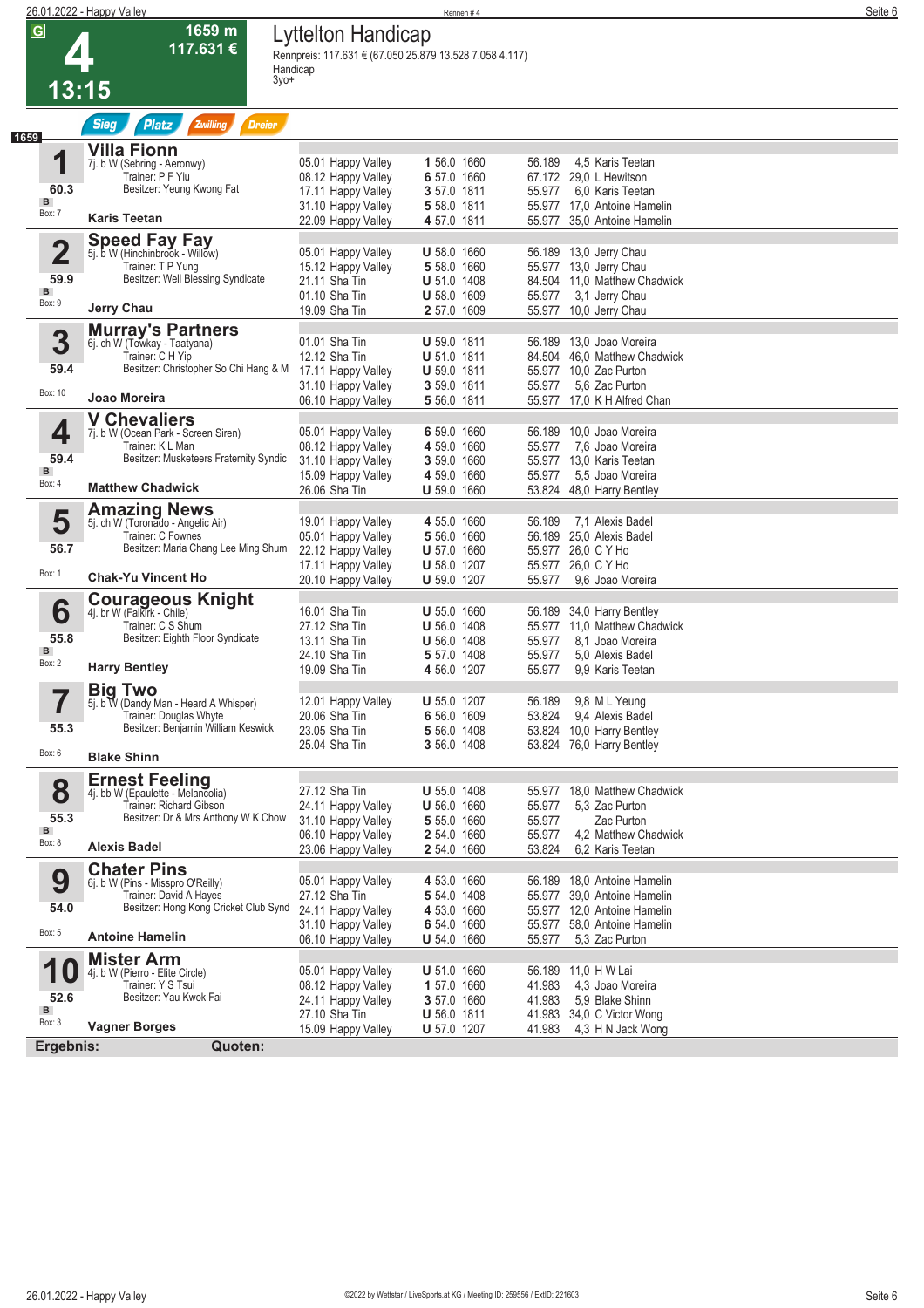# 4 — 13:15 — 1659 m — 117.631 €

## Lyttelton Handicap

Rennpreis: 117.631 € (67.050 25.879 13.528 7.058 4.117)
Handicap
3yo+

Sieg | Platz | Zwilling | Dreier

### 1 Villa Fionn
7j. b W (Sebring - Aeronwy)
Trainer: P F Yiu
Besitzer: Yeung Kwong Fat
60.3 — B — Box: 7
**Karis Teetan**

| Datum | Bahn | Platz | Gew. | Distanz | Preis | Quote | Jockey |
|---|---|---|---|---|---|---|---|
| 05.01 | Happy Valley | 1 | 56.0 | 1660 | 56.189 | 4,5 | Karis Teetan |
| 08.12 | Happy Valley | 6 | 57.0 | 1660 | 67.172 | 29,0 | L Hewitson |
| 17.11 | Happy Valley | 3 | 57.0 | 1811 | 55.977 | 6,0 | Karis Teetan |
| 31.10 | Happy Valley | 5 | 58.0 | 1811 | 55.977 | 17,0 | Antoine Hamelin |
| 22.09 | Happy Valley | 4 | 57.0 | 1811 | 55.977 | 35,0 | Antoine Hamelin |

### 2 Speed Fay Fay
5j. b W (Hinchinbrook - Willow)
Trainer: T P Yung
Besitzer: Well Blessing Syndicate
59.9 — B — Box: 9
**Jerry Chau**

| Datum | Bahn | Platz | Gew. | Distanz | Preis | Quote | Jockey |
|---|---|---|---|---|---|---|---|
| 05.01 | Happy Valley | U | 58.0 | 1660 | 56.189 | 13,0 | Jerry Chau |
| 15.12 | Happy Valley | 5 | 58.0 | 1660 | 55.977 | 13,0 | Jerry Chau |
| 21.11 | Sha Tin | U | 51.0 | 1408 | 84.504 | 11,0 | Matthew Chadwick |
| 01.10 | Sha Tin | U | 58.0 | 1609 | 55.977 | 3,1 | Jerry Chau |
| 19.09 | Sha Tin | 2 | 57.0 | 1609 | 55.977 | 10,0 | Jerry Chau |

### 3 Murray's Partners
6j. ch W (Towkay - Taatyana)
Trainer: C H Yip
Besitzer: Christopher So Chi Hang & M
59.4 — Box: 10
**Joao Moreira**

| Datum | Bahn | Platz | Gew. | Distanz | Preis | Quote | Jockey |
|---|---|---|---|---|---|---|---|
| 01.01 | Sha Tin | U | 59.0 | 1811 | 56.189 | 13,0 | Joao Moreira |
| 12.12 | Sha Tin | U | 51.0 | 1811 | 84.504 | 46,0 | Matthew Chadwick |
| 17.11 | Happy Valley | U | 59.0 | 1811 | 55.977 | 10,0 | Zac Purton |
| 31.10 | Happy Valley | 3 | 59.0 | 1811 | 55.977 | 5,6 | Zac Purton |
| 06.10 | Happy Valley | 5 | 56.0 | 1811 | 55.977 | 17,0 | K H Alfred Chan |

### 4 V Chevaliers
7j. b W (Ocean Park - Screen Siren)
Trainer: K L Man
Besitzer: Musketeers Fraternity Syndic
59.4 — B — Box: 4
**Matthew Chadwick**

| Datum | Bahn | Platz | Gew. | Distanz | Preis | Quote | Jockey |
|---|---|---|---|---|---|---|---|
| 05.01 | Happy Valley | 6 | 59.0 | 1660 | 56.189 | 10,0 | Joao Moreira |
| 08.12 | Happy Valley | 4 | 59.0 | 1660 | 55.977 | 7,6 | Joao Moreira |
| 31.10 | Happy Valley | 3 | 59.0 | 1660 | 55.977 | 13,0 | Karis Teetan |
| 15.09 | Happy Valley | 4 | 59.0 | 1660 | 55.977 | 5,5 | Joao Moreira |
| 26.06 | Sha Tin | U | 59.0 | 1660 | 53.824 | 48,0 | Harry Bentley |

### 5 Amazing News
5j. ch W (Toronado - Angelic Air)
Trainer: C Fownes
Besitzer: Maria Chang Lee Ming Shum
56.7 — Box: 1
**Chak-Yu Vincent Ho**

| Datum | Bahn | Platz | Gew. | Distanz | Preis | Quote | Jockey |
|---|---|---|---|---|---|---|---|
| 19.01 | Happy Valley | 4 | 55.0 | 1660 | 56.189 | 7,1 | Alexis Badel |
| 05.01 | Happy Valley | 5 | 56.0 | 1660 | 56.189 | 25,0 | Alexis Badel |
| 22.12 | Happy Valley | U | 57.0 | 1660 | 55.977 | 26,0 | C Y Ho |
| 17.11 | Happy Valley | U | 58.0 | 1207 | 55.977 | 26,0 | C Y Ho |
| 20.10 | Happy Valley | U | 59.0 | 1207 | 55.977 | 9,6 | Joao Moreira |

### 6 Courageous Knight
4j. br W (Falkirk - Chile)
Trainer: C S Shum
Besitzer: Eighth Floor Syndicate
55.8 — B — Box: 2
**Harry Bentley**

| Datum | Bahn | Platz | Gew. | Distanz | Preis | Quote | Jockey |
|---|---|---|---|---|---|---|---|
| 16.01 | Sha Tin | U | 55.0 | 1660 | 56.189 | 34,0 | Harry Bentley |
| 27.12 | Sha Tin | U | 56.0 | 1408 | 55.977 | 11,0 | Matthew Chadwick |
| 13.11 | Sha Tin | U | 56.0 | 1408 | 55.977 | 8,1 | Joao Moreira |
| 24.10 | Sha Tin | 5 | 57.0 | 1408 | 55.977 | 5,0 | Alexis Badel |
| 19.09 | Sha Tin | 4 | 56.0 | 1207 | 55.977 | 9,9 | Karis Teetan |

### 7 Big Two
5j. b W (Dandy Man - Heard A Whisper)
Trainer: Douglas Whyte
Besitzer: Benjamin William Keswick
55.3 — Box: 6
**Blake Shinn**

| Datum | Bahn | Platz | Gew. | Distanz | Preis | Quote | Jockey |
|---|---|---|---|---|---|---|---|
| 12.01 | Happy Valley | U | 55.0 | 1207 | 56.189 | 9,8 | M L Yeung |
| 20.06 | Sha Tin | 6 | 56.0 | 1609 | 53.824 | 9,4 | Alexis Badel |
| 23.05 | Sha Tin | 5 | 56.0 | 1408 | 53.824 | 10,0 | Harry Bentley |
| 25.04 | Sha Tin | 3 | 56.0 | 1408 | 53.824 | 76,0 | Harry Bentley |

### 8 Ernest Feeling
4j. bb W (Epaulette - Melancolia)
Trainer: Richard Gibson
Besitzer: Dr & Mrs Anthony W K Chow
55.3 — B — Box: 8
**Alexis Badel**

| Datum | Bahn | Platz | Gew. | Distanz | Preis | Quote | Jockey |
|---|---|---|---|---|---|---|---|
| 27.12 | Sha Tin | U | 55.0 | 1408 | 55.977 | 18,0 | Matthew Chadwick |
| 24.11 | Happy Valley | U | 56.0 | 1660 | 55.977 | 5,3 | Zac Purton |
| 31.10 | Happy Valley | 5 | 55.0 | 1660 | 55.977 | | Zac Purton |
| 06.10 | Happy Valley | 2 | 54.0 | 1660 | 55.977 | 4,2 | Matthew Chadwick |
| 23.06 | Happy Valley | 2 | 54.0 | 1660 | 53.824 | 6,2 | Karis Teetan |

### 9 Chater Pins
6j. b W (Pins - Misspro O'Reilly)
Trainer: David A Hayes
Besitzer: Hong Kong Cricket Club Synd
54.0 — Box: 5
**Antoine Hamelin**

| Datum | Bahn | Platz | Gew. | Distanz | Preis | Quote | Jockey |
|---|---|---|---|---|---|---|---|
| 05.01 | Happy Valley | 4 | 53.0 | 1660 | 56.189 | 18,0 | Antoine Hamelin |
| 27.12 | Sha Tin | 5 | 54.0 | 1408 | 55.977 | 39,0 | Antoine Hamelin |
| 24.11 | Happy Valley | 4 | 53.0 | 1660 | 55.977 | 12,0 | Antoine Hamelin |
| 31.10 | Happy Valley | 6 | 54.0 | 1660 | 55.977 | 58,0 | Antoine Hamelin |
| 06.10 | Happy Valley | U | 54.0 | 1660 | 55.977 | 5,3 | Zac Purton |

### 10 Mister Arm
4j. b W (Pierro - Elite Circle)
Trainer: Y S Tsui
Besitzer: Yau Kwok Fai
52.6 — B — Box: 3
**Vagner Borges**

| Datum | Bahn | Platz | Gew. | Distanz | Preis | Quote | Jockey |
|---|---|---|---|---|---|---|---|
| 05.01 | Happy Valley | U | 51.0 | 1660 | 56.189 | 11,0 | H W Lai |
| 08.12 | Happy Valley | 1 | 57.0 | 1660 | 41.983 | 4,3 | Joao Moreira |
| 24.11 | Happy Valley | 3 | 57.0 | 1660 | 41.983 | 5,9 | Blake Shinn |
| 27.10 | Sha Tin | U | 56.0 | 1811 | 41.983 | 34,0 | C Victor Wong |
| 15.09 | Happy Valley | U | 57.0 | 1207 | 41.983 | 4,3 | H N Jack Wong |

**Ergebnis:** **Quoten:**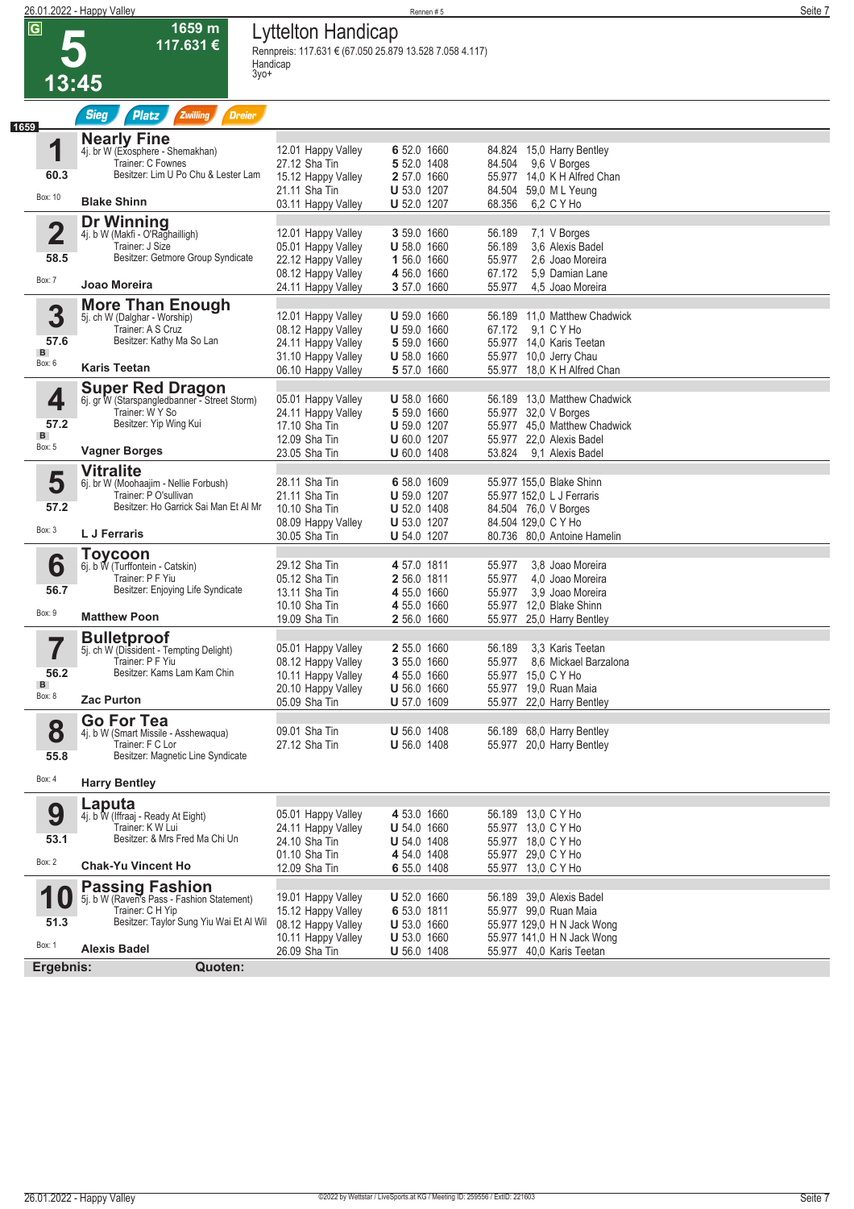# 5 – Lyttelton Handicap

**13:45** | **1659 m** | **117.631 €**

Rennpreis: 117.631 € (67.050 25.879 13.528 7.058 4.117)
Handicap
3yo+

Sieg | Platz | Zwilling | Dreier

1659

## 1 Nearly Fine
4j. br W (Exosphere - Shemakhan)
Trainer: C Fownes
Besitzer: Lim U Po Chu & Lester Lam
60.3 | Box: 10
**Blake Shinn**

| | | | | |
|---|---|---|---|---|
| 12.01 Happy Valley | **6** 52.0 1660 | 84.824 | 15,0 | Harry Bentley |
| 27.12 Sha Tin | **5** 52.0 1408 | 84.504 | 9,6 | V Borges |
| 15.12 Happy Valley | **2** 57.0 1660 | 55.977 | 14,0 | K H Alfred Chan |
| 21.11 Sha Tin | **U** 53.0 1207 | 84.504 | 59,0 | M L Yeung |
| 03.11 Happy Valley | **U** 52.0 1207 | 68.356 | 6,2 | C Y Ho |

## 2 Dr Winning
4j. b W (Makfi - O'Raghailligh)
Trainer: J Size
Besitzer: Getmore Group Syndicate
58.5 | Box: 7
**Joao Moreira**

| | | | | |
|---|---|---|---|---|
| 12.01 Happy Valley | **3** 59.0 1660 | 56.189 | 7,1 | V Borges |
| 05.01 Happy Valley | **U** 58.0 1660 | 56.189 | 3,6 | Alexis Badel |
| 22.12 Happy Valley | **1** 56.0 1660 | 55.977 | 2,6 | Joao Moreira |
| 08.12 Happy Valley | **4** 56.0 1660 | 67.172 | 5,9 | Damian Lane |
| 24.11 Happy Valley | **3** 57.0 1660 | 55.977 | 4,5 | Joao Moreira |

## 3 More Than Enough
5j. ch W (Dalghar - Worship)
Trainer: A S Cruz
Besitzer: Kathy Ma So Lan
57.6 | B | Box: 6
**Karis Teetan**

| | | | | |
|---|---|---|---|---|
| 12.01 Happy Valley | **U** 59.0 1660 | 56.189 | 11,0 | Matthew Chadwick |
| 08.12 Happy Valley | **U** 59.0 1660 | 67.172 | 9,1 | C Y Ho |
| 24.11 Happy Valley | **5** 59.0 1660 | 55.977 | 14,0 | Karis Teetan |
| 31.10 Happy Valley | **U** 58.0 1660 | 55.977 | 10,0 | Jerry Chau |
| 06.10 Happy Valley | **5** 57.0 1660 | 55.977 | 18,0 | K H Alfred Chan |

## 4 Super Red Dragon
6j. gr W (Starspangledbanner - Street Storm)
Trainer: W Y So
Besitzer: Yip Wing Kui
57.2 | B | Box: 5
**Vagner Borges**

| | | | | |
|---|---|---|---|---|
| 05.01 Happy Valley | **U** 58.0 1660 | 56.189 | 13,0 | Matthew Chadwick |
| 24.11 Happy Valley | **5** 59.0 1660 | 55.977 | 32,0 | V Borges |
| 17.10 Sha Tin | **U** 59.0 1207 | 55.977 | 45,0 | Matthew Chadwick |
| 12.09 Sha Tin | **U** 60.0 1207 | 55.977 | 22,0 | Alexis Badel |
| 23.05 Sha Tin | **U** 60.0 1408 | 53.824 | 9,1 | Alexis Badel |

## 5 Vitralite
6j. br W (Moohaajim - Nellie Forbush)
Trainer: P O'sullivan
Besitzer: Ho Garrick Sai Man Et Al Mr
57.2 | Box: 3
**L J Ferraris**

| | | | | |
|---|---|---|---|---|
| 28.11 Sha Tin | **6** 58.0 1609 | 55.977 | 155,0 | Blake Shinn |
| 21.11 Sha Tin | **U** 59.0 1207 | 55.977 | 152,0 | L J Ferraris |
| 10.10 Sha Tin | **U** 52.0 1408 | 84.504 | 76,0 | V Borges |
| 08.09 Happy Valley | **U** 53.0 1207 | 84.504 | 129,0 | C Y Ho |
| 30.05 Sha Tin | **U** 54.0 1207 | 80.736 | 80,0 | Antoine Hamelin |

## 6 Toycoon
6j. b W (Turffontein - Catskin)
Trainer: P F Yiu
Besitzer: Enjoying Life Syndicate
56.7 | Box: 9
**Matthew Poon**

| | | | | |
|---|---|---|---|---|
| 29.12 Sha Tin | **4** 57.0 1811 | 55.977 | 3,8 | Joao Moreira |
| 05.12 Sha Tin | **2** 56.0 1811 | 55.977 | 4,0 | Joao Moreira |
| 13.11 Sha Tin | **4** 55.0 1660 | 55.977 | 3,9 | Joao Moreira |
| 10.10 Sha Tin | **4** 55.0 1660 | 55.977 | 12,0 | Blake Shinn |
| 19.09 Sha Tin | **2** 56.0 1660 | 55.977 | 25,0 | Harry Bentley |

## 7 Bulletproof
5j. ch W (Dissident - Tempting Delight)
Trainer: P F Yiu
Besitzer: Kams Lam Kam Chin
56.2 | B | Box: 8
**Zac Purton**

| | | | | |
|---|---|---|---|---|
| 05.01 Happy Valley | **2** 55.0 1660 | 56.189 | 3,3 | Karis Teetan |
| 08.12 Happy Valley | **3** 55.0 1660 | 55.977 | 8,6 | Mickael Barzalona |
| 10.11 Happy Valley | **4** 55.0 1660 | 55.977 | 15,0 | C Y Ho |
| 20.10 Happy Valley | **U** 56.0 1660 | 55.977 | 19,0 | Ruan Maia |
| 05.09 Sha Tin | **U** 57.0 1609 | 55.977 | 22,0 | Harry Bentley |

## 8 Go For Tea
4j. b W (Smart Missile - Asshewaqua)
Trainer: F C Lor
Besitzer: Magnetic Line Syndicate
55.8 | Box: 4
**Harry Bentley**

| | | | | |
|---|---|---|---|---|
| 09.01 Sha Tin | **U** 56.0 1408 | 56.189 | 68,0 | Harry Bentley |
| 27.12 Sha Tin | **U** 56.0 1408 | 55.977 | 20,0 | Harry Bentley |

## 9 Laputa
4j. b W (Iffraaj - Ready At Eight)
Trainer: K W Lui
Besitzer: & Mrs Fred Ma Chi Un
53.1 | Box: 2
**Chak-Yu Vincent Ho**

| | | | | |
|---|---|---|---|---|
| 05.01 Happy Valley | **4** 53.0 1660 | 56.189 | 13,0 | C Y Ho |
| 24.11 Happy Valley | **U** 54.0 1660 | 55.977 | 13,0 | C Y Ho |
| 24.10 Sha Tin | **U** 54.0 1408 | 55.977 | 18,0 | C Y Ho |
| 01.10 Sha Tin | **4** 54.0 1408 | 55.977 | 29,0 | C Y Ho |
| 12.09 Sha Tin | **6** 55.0 1408 | 55.977 | 13,0 | C Y Ho |

## 10 Passing Fashion
5j. b W (Raven's Pass - Fashion Statement)
Trainer: C H Yip
Besitzer: Taylor Sung Yiu Wai Et Al Wil
51.3 | Box: 1
**Alexis Badel**

| | | | | |
|---|---|---|---|---|
| 19.01 Happy Valley | **U** 52.0 1660 | 56.189 | 39,0 | Alexis Badel |
| 15.12 Happy Valley | **6** 53.0 1811 | 55.977 | 99,0 | Ruan Maia |
| 08.12 Happy Valley | **U** 53.0 1660 | 55.977 | 129,0 | H N Jack Wong |
| 10.11 Happy Valley | **U** 53.0 1660 | 55.977 | 141,0 | H N Jack Wong |
| 26.09 Sha Tin | **U** 56.0 1408 | 55.977 | 40,0 | Karis Teetan |

**Ergebnis:** **Quoten:**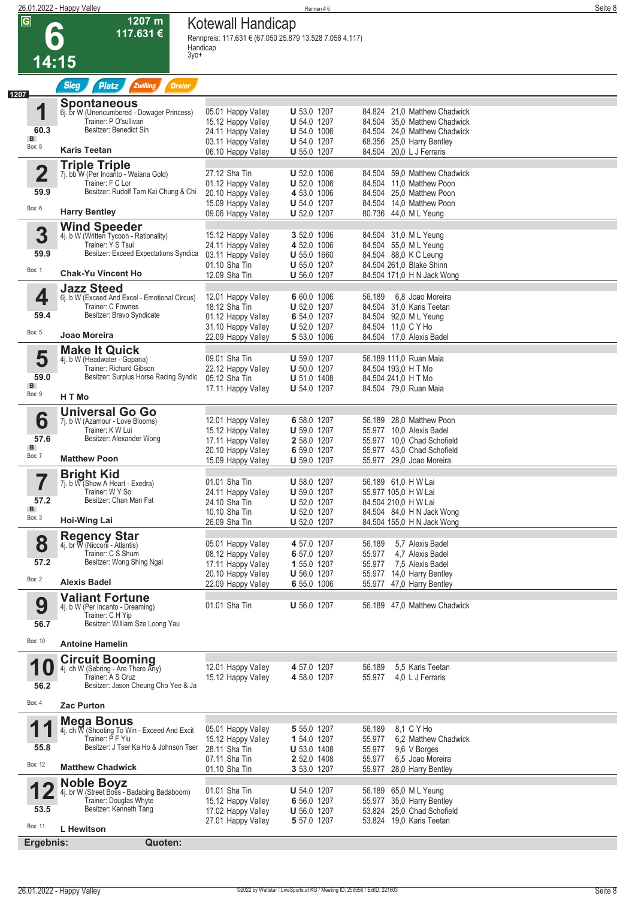# 6 – Kotewall Handicap

**14:15 – 1207 m – 117.631 €**

Rennpreis: 117.631 € (67.050 25.879 13.528 7.058 4.117)
Handicap
3yo+

Sieg | Platz | Zwilling | Dreier

1207

## 1 Spontaneous
6j. br W (Unencumbered - Dowager Princess)
Trainer: P O'sullivan
Besitzer: Benedict Sin
60.3 – B – Box: 8
**Karis Teetan**

| Datum | Bahn | Platz/Gew. | Distanz | Preis | Quote | Jockey |
|---|---|---|---|---|---|---|
| 05.01 | Happy Valley | U 53.0 | 1207 | 84.824 | 21,0 | Matthew Chadwick |
| 15.12 | Happy Valley | U 54.0 | 1207 | 84.504 | 35,0 | Matthew Chadwick |
| 24.11 | Happy Valley | U 54.0 | 1006 | 84.504 | 24,0 | Matthew Chadwick |
| 03.11 | Happy Valley | U 54.0 | 1207 | 68.356 | 25,0 | Harry Bentley |
| 06.10 | Happy Valley | U 55.0 | 1207 | 84.504 | 20,0 | L J Ferraris |

## 2 Triple Triple
7j. bb W (Per Incanto - Waiana Gold)
Trainer: F C Lor
Besitzer: Rudolf Tam Kai Chung & Chi
59.9 – Box: 6
**Harry Bentley**

| Datum | Bahn | Platz/Gew. | Distanz | Preis | Quote | Jockey |
|---|---|---|---|---|---|---|
| 27.12 | Sha Tin | U 52.0 | 1006 | 84.504 | 59,0 | Matthew Chadwick |
| 01.12 | Happy Valley | U 52.0 | 1006 | 84.504 | 11,0 | Matthew Poon |
| 20.10 | Happy Valley | 4 53.0 | 1006 | 84.504 | 25,0 | Matthew Poon |
| 15.09 | Happy Valley | U 54.0 | 1207 | 84.504 | 14,0 | Matthew Poon |
| 09.06 | Happy Valley | U 52.0 | 1207 | 80.736 | 44,0 | M L Yeung |

## 3 Wind Speeder
4j. b W (Written Tycoon - Rationality)
Trainer: Y S Tsui
Besitzer: Exceed Expectations Syndica
59.9 – Box: 1
**Chak-Yu Vincent Ho**

| Datum | Bahn | Platz/Gew. | Distanz | Preis | Quote | Jockey |
|---|---|---|---|---|---|---|
| 15.12 | Happy Valley | 3 52.0 | 1006 | 84.504 | 31,0 | M L Yeung |
| 24.11 | Happy Valley | 4 52.0 | 1006 | 84.504 | 55,0 | M L Yeung |
| 03.11 | Happy Valley | U 55.0 | 1660 | 84.504 | 88,0 | K C Leung |
| 01.10 | Sha Tin | U 55.0 | 1207 | 84.504 | 261,0 | Blake Shinn |
| 12.09 | Sha Tin | U 56.0 | 1207 | 84.504 | 171,0 | H N Jack Wong |

## 4 Jazz Steed
6j. b W (Exceed And Excel - Emotional Circus)
Trainer: C Fownes
Besitzer: Bravo Syndicate
59.4 – Box: 5
**Joao Moreira**

| Datum | Bahn | Platz/Gew. | Distanz | Preis | Quote | Jockey |
|---|---|---|---|---|---|---|
| 12.01 | Happy Valley | 6 60.0 | 1006 | 56.189 | 6,8 | Joao Moreira |
| 18.12 | Sha Tin | U 52.0 | 1207 | 84.504 | 31,0 | Karis Teetan |
| 01.12 | Happy Valley | 6 54.0 | 1207 | 84.504 | 92,0 | M L Yeung |
| 31.10 | Happy Valley | U 52.0 | 1207 | 84.504 | 11,0 | C Y Ho |
| 22.09 | Happy Valley | 5 53.0 | 1006 | 84.504 | 17,0 | Alexis Badel |

## 5 Make It Quick
4j. b W (Headwater - Gopana)
Trainer: Richard Gibson
Besitzer: Surplus Horse Racing Syndic
59.0 – B – Box: 9
**H T Mo**

| Datum | Bahn | Platz/Gew. | Distanz | Preis | Quote | Jockey |
|---|---|---|---|---|---|---|
| 09.01 | Sha Tin | U 59.0 | 1207 | 56.189 | 111,0 | Ruan Maia |
| 22.12 | Happy Valley | U 50.0 | 1207 | 84.504 | 193,0 | H T Mo |
| 05.12 | Sha Tin | U 51.0 | 1408 | 84.504 | 241,0 | H T Mo |
| 17.11 | Happy Valley | U 54.0 | 1207 | 84.504 | 79,0 | Ruan Maia |

## 6 Universal Go Go
7j. b W (Azamour - Love Blooms)
Trainer: K W Lui
Besitzer: Alexander Wong
57.6 – B – Box: 7
**Matthew Poon**

| Datum | Bahn | Platz/Gew. | Distanz | Preis | Quote | Jockey |
|---|---|---|---|---|---|---|
| 12.01 | Happy Valley | 6 58.0 | 1207 | 56.189 | 28,0 | Matthew Poon |
| 15.12 | Happy Valley | U 59.0 | 1207 | 55.977 | 10,0 | Alexis Badel |
| 17.11 | Happy Valley | 2 58.0 | 1207 | 55.977 | 10,0 | Chad Schofield |
| 20.10 | Happy Valley | 6 59.0 | 1207 | 55.977 | 43,0 | Chad Schofield |
| 15.09 | Happy Valley | U 59.0 | 1207 | 55.977 | 29,0 | Joao Moreira |

## 7 Bright Kid
7j. b W (Show A Heart - Exedra)
Trainer: W Y So
Besitzer: Chan Man Fat
57.2 – B – Box: 3
**Hoi-Wing Lai**

| Datum | Bahn | Platz/Gew. | Distanz | Preis | Quote | Jockey |
|---|---|---|---|---|---|---|
| 01.01 | Sha Tin | U 58.0 | 1207 | 56.189 | 61,0 | H W Lai |
| 24.11 | Happy Valley | U 59.0 | 1207 | 55.977 | 105,0 | H W Lai |
| 24.10 | Sha Tin | U 52.0 | 1207 | 84.504 | 210,0 | H W Lai |
| 10.10 | Sha Tin | U 52.0 | 1207 | 84.504 | 84,0 | H N Jack Wong |
| 26.09 | Sha Tin | U 52.0 | 1207 | 84.504 | 155,0 | H N Jack Wong |

## 8 Regency Star
4j. br W (Nicconi - Atlantis)
Trainer: C S Shum
Besitzer: Wong Shing Ngai
57.2 – Box: 2
**Alexis Badel**

| Datum | Bahn | Platz/Gew. | Distanz | Preis | Quote | Jockey |
|---|---|---|---|---|---|---|
| 05.01 | Happy Valley | 4 57.0 | 1207 | 56.189 | 5,7 | Alexis Badel |
| 08.12 | Happy Valley | 6 57.0 | 1207 | 55.977 | 4,7 | Alexis Badel |
| 17.11 | Happy Valley | 1 55.0 | 1207 | 55.977 | 7,5 | Alexis Badel |
| 20.10 | Happy Valley | U 57.0 | 1207 | 55.977 | 14,0 | Harry Bentley |
| 22.09 | Happy Valley | 6 55.0 | 1006 | 55.977 | 47,0 | Harry Bentley |

## 9 Valiant Fortune
4j. b W (Per Incanto - Dreaming)
Trainer: C H Yip
Besitzer: William Sze Loong Yau
56.7 – Box: 10
**Antoine Hamelin**

| Datum | Bahn | Platz/Gew. | Distanz | Preis | Quote | Jockey |
|---|---|---|---|---|---|---|
| 01.01 | Sha Tin | U 56.0 | 1207 | 56.189 | 47,0 | Matthew Chadwick |

## 10 Circuit Booming
4j. ch W (Sebring - Are There Any)
Trainer: A S Cruz
Besitzer: Jason Cheung Cho Yee & Ja
56.2 – Box: 4
**Zac Purton**

| Datum | Bahn | Platz/Gew. | Distanz | Preis | Quote | Jockey |
|---|---|---|---|---|---|---|
| 12.01 | Happy Valley | 4 57.0 | 1207 | 56.189 | 5,5 | Karis Teetan |
| 15.12 | Happy Valley | 4 58.0 | 1207 | 55.977 | 4,0 | L J Ferraris |

## 11 Mega Bonus
4j. ch W (Shooting To Win - Exceed And Excit
Trainer: P F Yiu
Besitzer: J Tser Ka Ho & Johnson Tser
55.8 – Box: 12
**Matthew Chadwick**

| Datum | Bahn | Platz/Gew. | Distanz | Preis | Quote | Jockey |
|---|---|---|---|---|---|---|
| 05.01 | Happy Valley | 5 55.0 | 1207 | 56.189 | 8,1 | C Y Ho |
| 15.12 | Happy Valley | 1 54.0 | 1207 | 55.977 | 6,2 | Matthew Chadwick |
| 28.11 | Sha Tin | U 53.0 | 1408 | 55.977 | 9,6 | V Borges |
| 07.11 | Sha Tin | 2 52.0 | 1408 | 55.977 | 6,5 | Joao Moreira |
| 01.10 | Sha Tin | 3 53.0 | 1207 | 55.977 | 28,0 | Harry Bentley |

## 12 Noble Boyz
4j. br W (Street Boss - Badabing Badaboom)
Trainer: Douglas Whyte
Besitzer: Kenneth Tang
53.5 – Box: 11
**L Hewitson**

| Datum | Bahn | Platz/Gew. | Distanz | Preis | Quote | Jockey |
|---|---|---|---|---|---|---|
| 01.01 | Sha Tin | U 54.0 | 1207 | 56.189 | 65,0 | M L Yeung |
| 15.12 | Happy Valley | 6 56.0 | 1207 | 55.977 | 35,0 | Harry Bentley |
| 17.02 | Happy Valley | U 56.0 | 1207 | 53.824 | 25,0 | Chad Schofield |
| 27.01 | Happy Valley | 5 57.0 | 1207 | 53.824 | 19,0 | Karis Teetan |

**Ergebnis:** **Quoten:**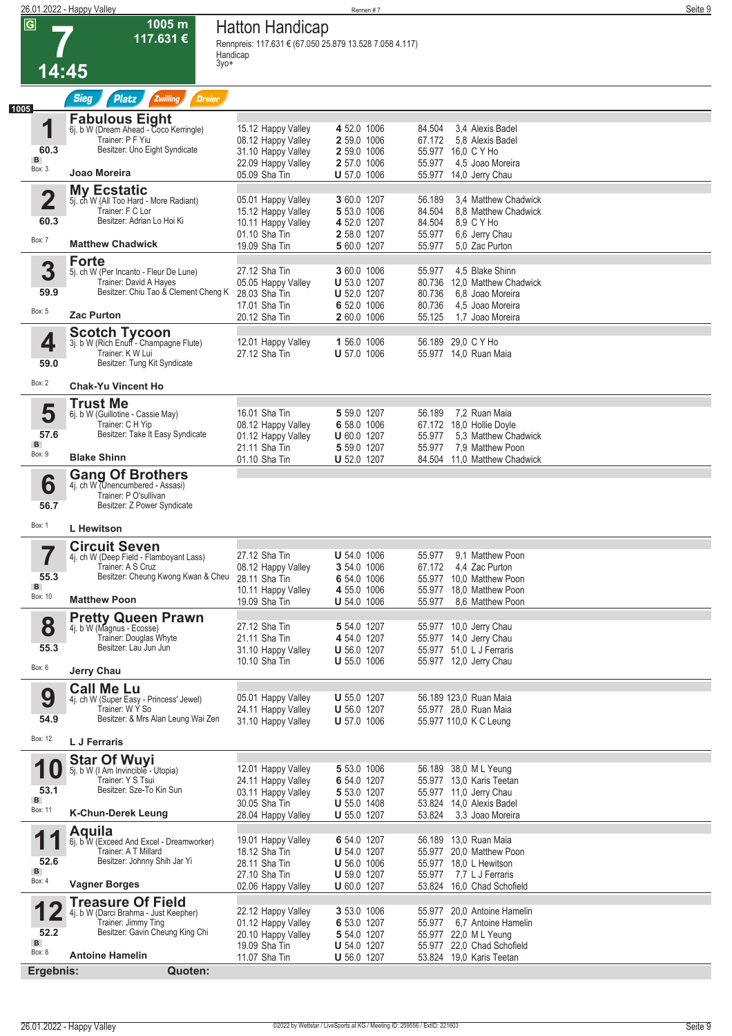# Hatton Handicap

**7** — 14:45 — 1005 m — 117.631 €

Rennpreis: 117.631 € (67.050 25.879 13.528 7.058 4.117)
Handicap
3yo+

Sieg | Platz | Zwilling | Dreier

1005

## 1 Fabulous Eight
6j. b W (Dream Ahead - Coco Kerringle)
Trainer: P F Yiu
Besitzer: Uno Eight Syndicate
60.3 — B — Box: 3
**Joao Moreira**

| Datum | Ort | Pl. | Gew. | Dist. | Preis | Quote | Reiter |
|---|---|---|---|---|---|---|---|
| 15.12 | Happy Valley | 4 | 52.0 | 1006 | 84.504 | 3,4 | Alexis Badel |
| 08.12 | Happy Valley | 2 | 59.0 | 1006 | 67.172 | 5,8 | Alexis Badel |
| 31.10 | Happy Valley | 2 | 59.0 | 1006 | 55.977 | 16,0 | C Y Ho |
| 22.09 | Happy Valley | 2 | 57.0 | 1006 | 55.977 | 4,5 | Joao Moreira |
| 05.09 | Sha Tin | U | 57.0 | 1006 | 55.977 | 14,0 | Jerry Chau |

## 2 My Ecstatic
5j. ch W (All Too Hard - More Radiant)
Trainer: F C Lor
Besitzer: Adrian Lo Hoi Ki
60.3 — Box: 7
**Matthew Chadwick**

| Datum | Ort | Pl. | Gew. | Dist. | Preis | Quote | Reiter |
|---|---|---|---|---|---|---|---|
| 05.01 | Happy Valley | 3 | 60.0 | 1207 | 56.189 | 3,4 | Matthew Chadwick |
| 15.12 | Happy Valley | 5 | 53.0 | 1006 | 84.504 | 8,8 | Matthew Chadwick |
| 10.11 | Happy Valley | 4 | 52.0 | 1207 | 84.504 | 8,9 | C Y Ho |
| 01.10 | Sha Tin | 2 | 58.0 | 1207 | 55.977 | 6,6 | Jerry Chau |
| 19.09 | Sha Tin | 5 | 60.0 | 1207 | 55.977 | 5,0 | Zac Purton |

## 3 Forte
5j. ch W (Per Incanto - Fleur De Lune)
Trainer: David A Hayes
Besitzer: Chiu Tao & Clement Cheng K
59.9 — Box: 5
**Zac Purton**

| Datum | Ort | Pl. | Gew. | Dist. | Preis | Quote | Reiter |
|---|---|---|---|---|---|---|---|
| 27.12 | Sha Tin | 3 | 60.0 | 1006 | 55.977 | 4,5 | Blake Shinn |
| 05.05 | Happy Valley | U | 53.0 | 1207 | 80.736 | 12,0 | Matthew Chadwick |
| 28.03 | Sha Tin | U | 52.0 | 1207 | 80.736 | 6,8 | Joao Moreira |
| 17.01 | Sha Tin | 6 | 52.0 | 1006 | 80.736 | 4,5 | Joao Moreira |
| 20.12 | Sha Tin | 2 | 60.0 | 1006 | 55.125 | 1,7 | Joao Moreira |

## 4 Scotch Tycoon
3j. b W (Rich Enuff - Champagne Flute)
Trainer: K W Lui
Besitzer: Tung Kit Syndicate
59.0 — Box: 2
**Chak-Yu Vincent Ho**

| Datum | Ort | Pl. | Gew. | Dist. | Preis | Quote | Reiter |
|---|---|---|---|---|---|---|---|
| 12.01 | Happy Valley | 1 | 56.0 | 1006 | 56.189 | 29,0 | C Y Ho |
| 27.12 | Sha Tin | U | 57.0 | 1006 | 55.977 | 14,0 | Ruan Maia |

## 5 Trust Me
6j. b W (Guillotine - Cassie May)
Trainer: C H Yip
Besitzer: Take It Easy Syndicate
57.6 — B — Box: 9
**Blake Shinn**

| Datum | Ort | Pl. | Gew. | Dist. | Preis | Quote | Reiter |
|---|---|---|---|---|---|---|---|
| 16.01 | Sha Tin | 5 | 59.0 | 1207 | 56.189 | 7,2 | Ruan Maia |
| 08.12 | Happy Valley | 6 | 58.0 | 1006 | 67.172 | 18,0 | Hollie Doyle |
| 01.12 | Happy Valley | U | 60.0 | 1207 | 55.977 | 5,3 | Matthew Chadwick |
| 21.11 | Sha Tin | 5 | 59.0 | 1207 | 55.977 | 7,9 | Matthew Poon |
| 01.10 | Sha Tin | U | 52.0 | 1207 | 84.504 | 11,0 | Matthew Chadwick |

## 6 Gang Of Brothers
4j. ch W (Unencumbered - Assasi)
Trainer: P O'sullivan
Besitzer: Z Power Syndicate
56.7 — Box: 1
**L Hewitson**

## 7 Circuit Seven
4j. ch W (Deep Field - Flamboyant Lass)
Trainer: A S Cruz
Besitzer: Cheung Kwong Kwan & Cheu
55.3 — B — Box: 10
**Matthew Poon**

| Datum | Ort | Pl. | Gew. | Dist. | Preis | Quote | Reiter |
|---|---|---|---|---|---|---|---|
| 27.12 | Sha Tin | U | 54.0 | 1006 | 55.977 | 9,1 | Matthew Poon |
| 08.12 | Happy Valley | 3 | 54.0 | 1006 | 67.172 | 4,4 | Zac Purton |
| 28.11 | Sha Tin | 6 | 54.0 | 1006 | 55.977 | 10,0 | Matthew Poon |
| 10.11 | Happy Valley | 4 | 55.0 | 1006 | 55.977 | 18,0 | Matthew Poon |
| 19.09 | Sha Tin | U | 54.0 | 1006 | 55.977 | 8,6 | Matthew Poon |

## 8 Pretty Queen Prawn
4j. b W (Magnus - Ecosse)
Trainer: Douglas Whyte
Besitzer: Lau Jun Jun
55.3 — Box: 6
**Jerry Chau**

| Datum | Ort | Pl. | Gew. | Dist. | Preis | Quote | Reiter |
|---|---|---|---|---|---|---|---|
| 27.12 | Sha Tin | 5 | 54.0 | 1207 | 55.977 | 10,0 | Jerry Chau |
| 21.11 | Sha Tin | 4 | 54.0 | 1207 | 55.977 | 14,0 | Jerry Chau |
| 31.10 | Happy Valley | U | 56.0 | 1207 | 55.977 | 51,0 | L J Ferraris |
| 10.10 | Sha Tin | U | 55.0 | 1006 | 55.977 | 12,0 | Jerry Chau |

## 9 Call Me Lu
4j. ch W (Super Easy - Princess' Jewel)
Trainer: W Y So
Besitzer: & Mrs Alan Leung Wai Zen
54.9 — Box: 12
**L J Ferraris**

| Datum | Ort | Pl. | Gew. | Dist. | Preis | Quote | Reiter |
|---|---|---|---|---|---|---|---|
| 05.01 | Happy Valley | U | 55.0 | 1207 | 56.189 | 123,0 | Ruan Maia |
| 24.11 | Happy Valley | U | 56.0 | 1207 | 55.977 | 28,0 | Ruan Maia |
| 31.10 | Happy Valley | U | 57.0 | 1006 | 55.977 | 110,0 | K C Leung |

## 10 Star Of Wuyi
5j. b W (I Am Invincible - Utopia)
Trainer: Y S Tsui
Besitzer: Sze-To Kin Sun
53.1 — B — Box: 11
**K-Chun-Derek Leung**

| Datum | Ort | Pl. | Gew. | Dist. | Preis | Quote | Reiter |
|---|---|---|---|---|---|---|---|
| 12.01 | Happy Valley | 5 | 53.0 | 1006 | 56.189 | 38,0 | M L Yeung |
| 24.11 | Happy Valley | 6 | 54.0 | 1207 | 55.977 | 13,0 | Karis Teetan |
| 03.11 | Happy Valley | 5 | 53.0 | 1207 | 55.977 | 11,0 | Jerry Chau |
| 30.05 | Sha Tin | U | 55.0 | 1408 | 53.824 | 14,0 | Alexis Badel |
| 28.04 | Happy Valley | U | 55.0 | 1207 | 53.824 | 3,3 | Joao Moreira |

## 11 Aquila
6j. b W (Exceed And Excel - Dreamworker)
Trainer: A T Millard
Besitzer: Johnny Shih Jar Yi
52.6 — B — Box: 4
**Vagner Borges**

| Datum | Ort | Pl. | Gew. | Dist. | Preis | Quote | Reiter |
|---|---|---|---|---|---|---|---|
| 19.01 | Happy Valley | 6 | 54.0 | 1207 | 56.189 | 13,0 | Ruan Maia |
| 18.12 | Sha Tin | U | 54.0 | 1207 | 55.977 | 20,0 | Matthew Poon |
| 28.11 | Sha Tin | U | 56.0 | 1006 | 55.977 | 18,0 | L Hewitson |
| 27.10 | Sha Tin | U | 59.0 | 1207 | 55.977 | 7,7 | L J Ferraris |
| 02.06 | Happy Valley | U | 60.0 | 1207 | 53.824 | 16,0 | Chad Schofield |

## 12 Treasure Of Field
4j. b W (Darci Brahma - Just Keepher)
Trainer: Jimmy Ting
Besitzer: Gavin Cheung King Chi
52.2 — B — Box: 8
**Antoine Hamelin**

| Datum | Ort | Pl. | Gew. | Dist. | Preis | Quote | Reiter |
|---|---|---|---|---|---|---|---|
| 22.12 | Happy Valley | 3 | 53.0 | 1006 | 55.977 | 20,0 | Antoine Hamelin |
| 01.12 | Happy Valley | 6 | 53.0 | 1207 | 55.977 | 6,7 | Antoine Hamelin |
| 20.10 | Happy Valley | 5 | 54.0 | 1207 | 55.977 | 22,0 | M L Yeung |
| 19.09 | Sha Tin | U | 54.0 | 1207 | 55.977 | 22,0 | Chad Schofield |
| 11.07 | Sha Tin | U | 56.0 | 1207 | 53.824 | 19,0 | Karis Teetan |

**Ergebnis:** **Quoten:**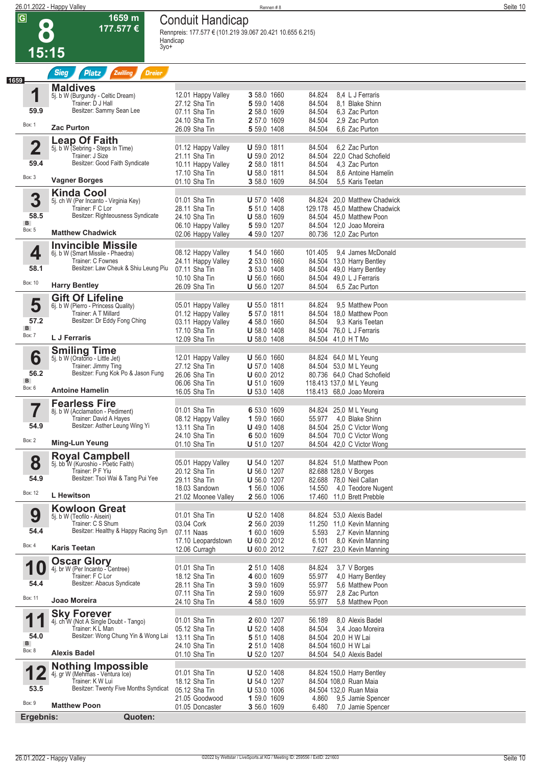# 8 — 15:15 — 1659 m — 177.577 €

## Conduit Handicap

Rennpreis: 177.577 € (101.219 39.067 20.421 10.655 6.215)
Handicap
3yo+

Sieg | Platz | Zwilling | Dreier

1659

### 1 Maldives
5j. b W (Burgundy - Celtic Dream)
Trainer: D J Hall
Besitzer: Sammy Sean Lee
59.9 — Box: 1
**Zac Purton**

| Datum | Bahn | Platz | Gew. | Dist. | Preis | Quote | Jockey |
|---|---|---|---|---|---|---|---|
| 12.01 | Happy Valley | 3 | 58.0 | 1660 | 84.824 | 8,4 | L J Ferraris |
| 27.12 | Sha Tin | 5 | 59.0 | 1408 | 84.504 | 8,1 | Blake Shinn |
| 07.11 | Sha Tin | 2 | 58.0 | 1609 | 84.504 | 6,3 | Zac Purton |
| 24.10 | Sha Tin | 2 | 57.0 | 1609 | 84.504 | 2,9 | Zac Purton |
| 26.09 | Sha Tin | 5 | 59.0 | 1408 | 84.504 | 6,6 | Zac Purton |

### 2 Leap Of Faith
5j. b W (Sebring - Steps In Time)
Trainer: J Size
Besitzer: Good Faith Syndicate
59.4 — Box: 3
**Vagner Borges**

| Datum | Bahn | Platz | Gew. | Dist. | Preis | Quote | Jockey |
|---|---|---|---|---|---|---|---|
| 01.12 | Happy Valley | U | 59.0 | 1811 | 84.504 | 6,2 | Zac Purton |
| 21.11 | Sha Tin | U | 59.0 | 2012 | 84.504 | 22,0 | Chad Schofield |
| 10.11 | Happy Valley | 2 | 58.0 | 1811 | 84.504 | 4,3 | Zac Purton |
| 17.10 | Sha Tin | U | 58.0 | 1811 | 84.504 | 8,6 | Antoine Hamelin |
| 01.10 | Sha Tin | 3 | 58.0 | 1609 | 84.504 | 5,5 | Karis Teetan |

### 3 Kinda Cool
5j. ch W (Per Incanto - Virginia Key)
Trainer: F C Lor
Besitzer: Righteousness Syndicate
58.5 — B — Box: 5
**Matthew Chadwick**

| Datum | Bahn | Platz | Gew. | Dist. | Preis | Quote | Jockey |
|---|---|---|---|---|---|---|---|
| 01.01 | Sha Tin | U | 57.0 | 1408 | 84.824 | 20,0 | Matthew Chadwick |
| 28.11 | Sha Tin | 5 | 51.0 | 1408 | 129.178 | 45,0 | Matthew Chadwick |
| 24.10 | Sha Tin | U | 58.0 | 1609 | 84.504 | 45,0 | Matthew Poon |
| 06.10 | Happy Valley | 5 | 59.0 | 1207 | 84.504 | 12,0 | Joao Moreira |
| 02.06 | Happy Valley | 4 | 59.0 | 1207 | 80.736 | 12,0 | Zac Purton |

### 4 Invincible Missile
6j. b W (Smart Missile - Phaedra)
Trainer: C Fownes
Besitzer: Law Cheuk & Shiu Leung Piu
58.1 — Box: 10
**Harry Bentley**

| Datum | Bahn | Platz | Gew. | Dist. | Preis | Quote | Jockey |
|---|---|---|---|---|---|---|---|
| 08.12 | Happy Valley | 1 | 54.0 | 1660 | 101.405 | 9,4 | James McDonald |
| 24.11 | Happy Valley | 2 | 53.0 | 1660 | 84.504 | 13,0 | Harry Bentley |
| 07.11 | Sha Tin | 3 | 53.0 | 1408 | 84.504 | 49,0 | Harry Bentley |
| 10.10 | Sha Tin | U | 56.0 | 1660 | 84.504 | 49,0 | L J Ferraris |
| 26.09 | Sha Tin | U | 56.0 | 1207 | 84.504 | 6,5 | Zac Purton |

### 5 Gift Of Lifeline
6j. b W (Pierro - Princess Quality)
Trainer: A T Millard
Besitzer: Dr Eddy Fong Ching
57.2 — B — Box: 7
**L J Ferraris**

| Datum | Bahn | Platz | Gew. | Dist. | Preis | Quote | Jockey |
|---|---|---|---|---|---|---|---|
| 05.01 | Happy Valley | U | 55.0 | 1811 | 84.824 | 9,5 | Matthew Poon |
| 01.12 | Happy Valley | 5 | 57.0 | 1811 | 84.504 | 18,0 | Matthew Poon |
| 03.11 | Happy Valley | 4 | 58.0 | 1660 | 84.504 | 9,3 | Karis Teetan |
| 17.10 | Sha Tin | U | 58.0 | 1811 | 84.504 | 76,0 | L J Ferraris |
| 12.09 | Sha Tin | U | 58.0 | 1408 | 84.504 | 41,0 | H T Mo |

### 6 Smiling Time
5j. b W (Oratorio - Little Jet)
Trainer: Jimmy Ting
Besitzer: Fung Kok Po & Jason Fung
56.2 — B — Box: 6
**Antoine Hamelin**

| Datum | Bahn | Platz | Gew. | Dist. | Preis | Quote | Jockey |
|---|---|---|---|---|---|---|---|
| 12.01 | Happy Valley | U | 56.0 | 1660 | 84.824 | 64,0 | M L Yeung |
| 27.12 | Sha Tin | U | 57.0 | 1408 | 84.504 | 53,0 | M L Yeung |
| 26.06 | Sha Tin | U | 60.0 | 2012 | 80.736 | 64,0 | Chad Schofield |
| 06.06 | Sha Tin | U | 51.0 | 1609 | 118.413 | 137,0 | M L Yeung |
| 16.05 | Sha Tin | U | 53.0 | 1408 | 118.413 | 68,0 | Joao Moreira |

### 7 Fearless Fire
8j. b W (Acclamation - Pediment)
Trainer: David A Hayes
Besitzer: Asther Leung Wing Yi
54.9 — Box: 2
**Ming-Lun Yeung**

| Datum | Bahn | Platz | Gew. | Dist. | Preis | Quote | Jockey |
|---|---|---|---|---|---|---|---|
| 01.01 | Sha Tin | 6 | 53.0 | 1609 | 84.824 | 25,0 | M L Yeung |
| 08.12 | Happy Valley | 1 | 59.0 | 1660 | 55.977 | 4,0 | Blake Shinn |
| 13.11 | Sha Tin | U | 49.0 | 1408 | 84.504 | 25,0 | C Victor Wong |
| 24.10 | Sha Tin | 6 | 50.0 | 1609 | 84.504 | 70,0 | C Victor Wong |
| 01.10 | Sha Tin | U | 51.0 | 1207 | 84.504 | 42,0 | C Victor Wong |

### 8 Royal Campbell
5j. bb W (Kuroshio - Poetic Faith)
Trainer: P F Yiu
Besitzer: Tsoi Wai & Tang Pui Yee
54.9 — Box: 12
**L Hewitson**

| Datum | Bahn | Platz | Gew. | Dist. | Preis | Quote | Jockey |
|---|---|---|---|---|---|---|---|
| 05.01 | Happy Valley | U | 54.0 | 1207 | 84.824 | 51,0 | Matthew Poon |
| 20.12 | Sha Tin | U | 56.0 | 1207 | 82.688 | 128,0 | V Borges |
| 29.11 | Sha Tin | U | 56.0 | 1207 | 82.688 | 78,0 | Neil Callan |
| 18.03 | Sandown | 1 | 56.0 | 1006 | 14.550 | 4,0 | Teodore Nugent |
| 21.02 | Moonee Valley | 2 | 56.0 | 1006 | 17.460 | 11,0 | Brett Prebble |

### 9 Kowloon Great
5j. b W (Teofilo - Aiseiri)
Trainer: C S Shum
Besitzer: Healthy & Happy Racing Syn
54.4 — Box: 4
**Karis Teetan**

| Datum | Bahn | Platz | Gew. | Dist. | Preis | Quote | Jockey |
|---|---|---|---|---|---|---|---|
| 01.01 | Sha Tin | U | 52.0 | 1408 | 84.824 | 53,0 | Alexis Badel |
| 03.04 | Cork | 2 | 56.0 | 2039 | 11.250 | 11,0 | Kevin Manning |
| 07.11 | Naas | 1 | 60.0 | 1609 | 5.593 | 2,7 | Kevin Manning |
| 17.10 | Leopardstown | U | 60.0 | 2012 | 6.101 | 8,0 | Kevin Manning |
| 12.06 | Curragh | U | 60.0 | 2012 | 7.627 | 23,0 | Kevin Manning |

### 10 Oscar Glory
4j. br W (Per Incanto - Centree)
Trainer: F C Lor
Besitzer: Abacus Syndicate
54.4 — Box: 11
**Joao Moreira**

| Datum | Bahn | Platz | Gew. | Dist. | Preis | Quote | Jockey |
|---|---|---|---|---|---|---|---|
| 01.01 | Sha Tin | 2 | 51.0 | 1408 | 84.824 | 3,7 | V Borges |
| 18.12 | Sha Tin | 4 | 60.0 | 1609 | 55.977 | 4,0 | Harry Bentley |
| 28.11 | Sha Tin | 3 | 59.0 | 1609 | 55.977 | 5,6 | Matthew Poon |
| 07.11 | Sha Tin | 2 | 59.0 | 1609 | 55.977 | 2,8 | Zac Purton |
| 24.10 | Sha Tin | 4 | 58.0 | 1609 | 55.977 | 5,8 | Matthew Poon |

### 11 Sky Forever
4j. ch W (Not A Single Doubt - Tango)
Trainer: K L Man
Besitzer: Wong Chung Yin & Wong Lai
54.0 — B — Box: 8
**Alexis Badel**

| Datum | Bahn | Platz | Gew. | Dist. | Preis | Quote | Jockey |
|---|---|---|---|---|---|---|---|
| 01.01 | Sha Tin | 2 | 60.0 | 1207 | 56.189 | 8,0 | Alexis Badel |
| 05.12 | Sha Tin | U | 52.0 | 1408 | 84.504 | 3,4 | Joao Moreira |
| 13.11 | Sha Tin | 5 | 51.0 | 1408 | 84.504 | 20,0 | H W Lai |
| 24.10 | Sha Tin | 2 | 51.0 | 1408 | 84.504 | 160,0 | H W Lai |
| 01.10 | Sha Tin | U | 52.0 | 1207 | 84.504 | 54,0 | Alexis Badel |

### 12 Nothing Impossible
4j. gr W (Mehmas - Ventura Ice)
Trainer: K W Lui
Besitzer: Twenty Five Months Syndicat
53.5 — Box: 9
**Matthew Poon**

| Datum | Bahn | Platz | Gew. | Dist. | Preis | Quote | Jockey |
|---|---|---|---|---|---|---|---|
| 01.01 | Sha Tin | U | 52.0 | 1408 | 84.824 | 150,0 | Harry Bentley |
| 18.12 | Sha Tin | U | 54.0 | 1207 | 84.504 | 108,0 | Ruan Maia |
| 05.12 | Sha Tin | U | 53.0 | 1006 | 84.504 | 132,0 | Ruan Maia |
| 21.05 | Goodwood | 1 | 59.0 | 1609 | 4.860 | 9,5 | Jamie Spencer |
| 01.05 | Doncaster | 3 | 56.0 | 1609 | 6.480 | 7,0 | Jamie Spencer |

**Ergebnis:** — **Quoten:**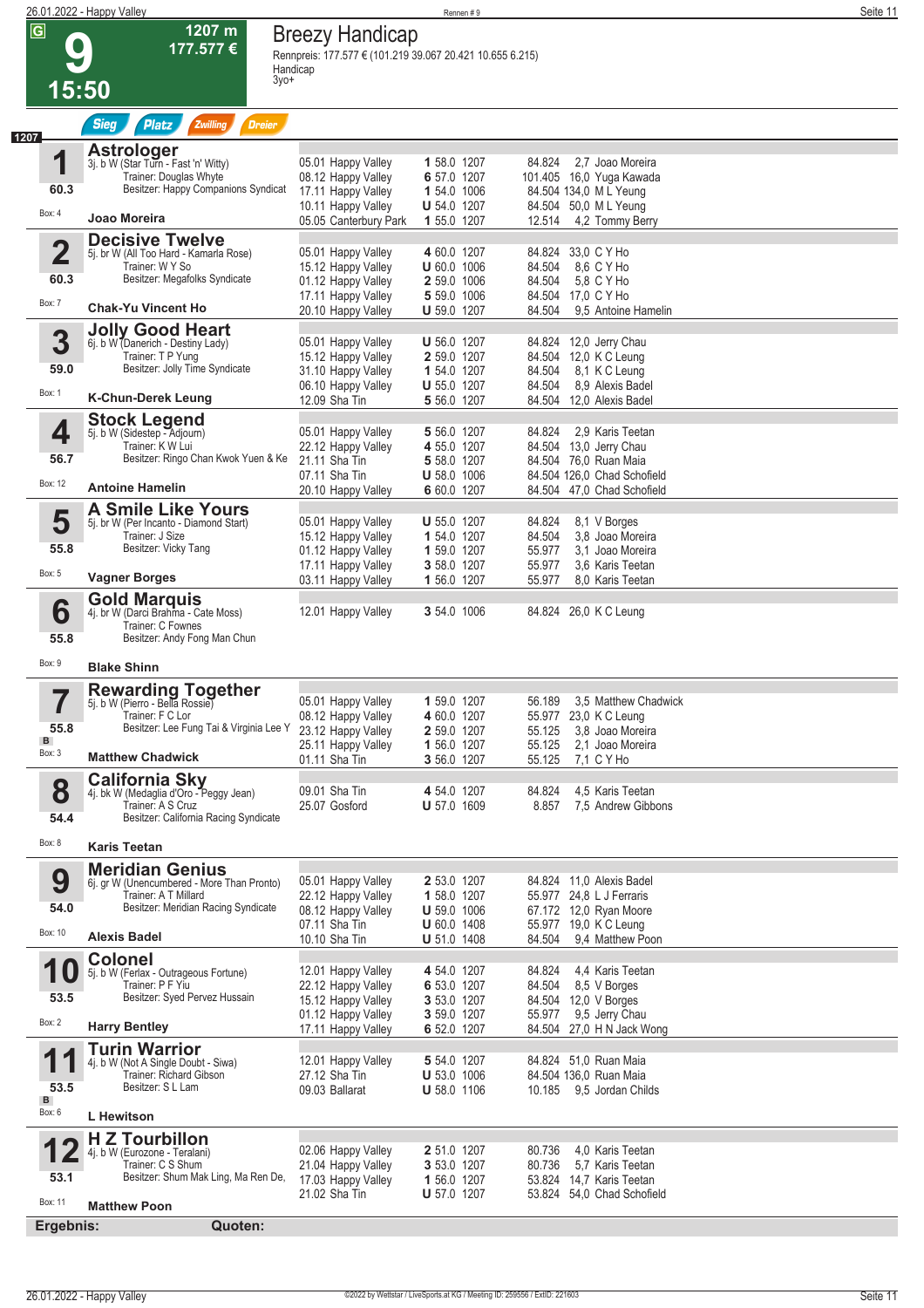# 9 — 15:50 — 1207 m — 177.577 €

## Breezy Handicap

Rennpreis: 177.577 € (101.219 39.067 20.421 10.655 6.215)
Handicap
3yo+

Sieg | Platz | Zwilling | Dreier

1207

### 1 Astrologer
3j. b W (Star Turn - Fast 'n' Witty)
Trainer: Douglas Whyte
Besitzer: Happy Companions Syndicat
60.3 — Box: 4 — **Joao Moreira**

| | | | | | |
|---|---|---|---|---|---|
| 05.01 | Happy Valley | 1 58.0 | 1207 | 84.824 | 2,7 Joao Moreira |
| 08.12 | Happy Valley | 6 57.0 | 1207 | 101.405 | 16,0 Yuga Kawada |
| 17.11 | Happy Valley | 1 54.0 | 1006 | 84.504 | 134,0 M L Yeung |
| 10.11 | Happy Valley | U 54.0 | 1207 | 84.504 | 50,0 M L Yeung |
| 05.05 | Canterbury Park | 1 55.0 | 1207 | 12.514 | 4,2 Tommy Berry |

### 2 Decisive Twelve
5j. br W (All Too Hard - Kamarla Rose)
Trainer: W Y So
Besitzer: Megafolks Syndicate
60.3 — Box: 7 — **Chak-Yu Vincent Ho**

| | | | | | |
|---|---|---|---|---|---|
| 05.01 | Happy Valley | 4 60.0 | 1207 | 84.824 | 33,0 C Y Ho |
| 15.12 | Happy Valley | U 60.0 | 1006 | 84.504 | 8,6 C Y Ho |
| 01.12 | Happy Valley | 2 59.0 | 1006 | 84.504 | 5,8 C Y Ho |
| 17.11 | Happy Valley | 5 59.0 | 1006 | 84.504 | 17,0 C Y Ho |
| 20.10 | Happy Valley | U 59.0 | 1207 | 84.504 | 9,5 Antoine Hamelin |

### 3 Jolly Good Heart
6j. b W (Danerich - Destiny Lady)
Trainer: T P Yung
Besitzer: Jolly Time Syndicate
59.0 — Box: 1 — **K-Chun-Derek Leung**

| | | | | | |
|---|---|---|---|---|---|
| 05.01 | Happy Valley | U 56.0 | 1207 | 84.824 | 12,0 Jerry Chau |
| 15.12 | Happy Valley | 2 59.0 | 1207 | 84.504 | 12,0 K C Leung |
| 31.10 | Happy Valley | 1 54.0 | 1207 | 84.504 | 8,1 K C Leung |
| 06.10 | Happy Valley | U 55.0 | 1207 | 84.504 | 8,9 Alexis Badel |
| 12.09 | Sha Tin | 5 56.0 | 1207 | 84.504 | 12,0 Alexis Badel |

### 4 Stock Legend
5j. b W (Sidestep - Adjourn)
Trainer: K W Lui
Besitzer: Ringo Chan Kwok Yuen & Ke
56.7 — Box: 12 — **Antoine Hamelin**

| | | | | | |
|---|---|---|---|---|---|
| 05.01 | Happy Valley | 5 56.0 | 1207 | 84.824 | 2,9 Karis Teetan |
| 22.12 | Happy Valley | 4 55.0 | 1207 | 84.504 | 13,0 Jerry Chau |
| 21.11 | Sha Tin | 5 58.0 | 1207 | 84.504 | 76,0 Ruan Maia |
| 07.11 | Sha Tin | U 58.0 | 1006 | 84.504 | 126,0 Chad Schofield |
| 20.10 | Happy Valley | 6 60.0 | 1207 | 84.504 | 47,0 Chad Schofield |

### 5 A Smile Like Yours
5j. br W (Per Incanto - Diamond Start)
Trainer: J Size
Besitzer: Vicky Tang
55.8 — Box: 5 — **Vagner Borges**

| | | | | | |
|---|---|---|---|---|---|
| 05.01 | Happy Valley | U 55.0 | 1207 | 84.824 | 8,1 V Borges |
| 15.12 | Happy Valley | 1 54.0 | 1207 | 84.504 | 3,8 Joao Moreira |
| 01.12 | Happy Valley | 1 59.0 | 1207 | 55.977 | 3,1 Joao Moreira |
| 17.11 | Happy Valley | 3 58.0 | 1207 | 55.977 | 3,6 Karis Teetan |
| 03.11 | Happy Valley | 1 56.0 | 1207 | 55.977 | 8,0 Karis Teetan |

### 6 Gold Marquis
4j. br W (Darci Brahma - Cate Moss)
Trainer: C Fownes
Besitzer: Andy Fong Man Chun
55.8 — Box: 9 — **Blake Shinn**

| | | | | | |
|---|---|---|---|---|---|
| 12.01 | Happy Valley | 3 54.0 | 1006 | 84.824 | 26,0 K C Leung |

### 7 Rewarding Together
5j. b W (Pierro - Bella Rossie)
Trainer: F C Lor
Besitzer: Lee Fung Tai & Virginia Lee Y
55.8 — B — Box: 3 — **Matthew Chadwick**

| | | | | | |
|---|---|---|---|---|---|
| 05.01 | Happy Valley | 1 59.0 | 1207 | 56.189 | 3,5 Matthew Chadwick |
| 08.12 | Happy Valley | 4 60.0 | 1207 | 55.977 | 23,0 K C Leung |
| 23.12 | Happy Valley | 2 59.0 | 1207 | 55.125 | 3,8 Joao Moreira |
| 25.11 | Happy Valley | 1 56.0 | 1207 | 55.125 | 2,1 Joao Moreira |
| 01.11 | Sha Tin | 3 56.0 | 1207 | 55.125 | 7,1 C Y Ho |

### 8 California Sky
4j. bk W (Medaglia d'Oro - Peggy Jean)
Trainer: A S Cruz
Besitzer: California Racing Syndicate
54.4 — Box: 8 — **Karis Teetan**

| | | | | | |
|---|---|---|---|---|---|
| 09.01 | Sha Tin | 4 54.0 | 1207 | 84.824 | 4,5 Karis Teetan |
| 25.07 | Gosford | U 57.0 | 1609 | 8.857 | 7,5 Andrew Gibbons |

### 9 Meridian Genius
6j. gr W (Unencumbered - More Than Pronto)
Trainer: A T Millard
Besitzer: Meridian Racing Syndicate
54.0 — Box: 10 — **Alexis Badel**

| | | | | | |
|---|---|---|---|---|---|
| 05.01 | Happy Valley | 2 53.0 | 1207 | 84.824 | 11,0 Alexis Badel |
| 22.12 | Happy Valley | 1 58.0 | 1207 | 55.977 | 24,8 L J Ferraris |
| 08.12 | Happy Valley | U 59.0 | 1006 | 67.172 | 12,0 Ryan Moore |
| 07.11 | Sha Tin | U 60.0 | 1408 | 55.977 | 19,0 K C Leung |
| 10.10 | Sha Tin | U 51.0 | 1408 | 84.504 | 9,4 Matthew Poon |

### 10 Colonel
5j. b W (Ferlax - Outrageous Fortune)
Trainer: P F Yiu
Besitzer: Syed Pervez Hussain
53.5 — Box: 2 — **Harry Bentley**

| | | | | | |
|---|---|---|---|---|---|
| 12.01 | Happy Valley | 4 54.0 | 1207 | 84.824 | 4,4 Karis Teetan |
| 22.12 | Happy Valley | 6 53.0 | 1207 | 84.504 | 8,5 V Borges |
| 15.12 | Happy Valley | 3 53.0 | 1207 | 84.504 | 12,0 V Borges |
| 01.12 | Happy Valley | 3 59.0 | 1207 | 55.977 | 9,5 Jerry Chau |
| 17.11 | Happy Valley | 6 52.0 | 1207 | 84.504 | 27,0 H N Jack Wong |

### 11 Turin Warrior
4j. b W (Not A Single Doubt - Siwa)
Trainer: Richard Gibson
Besitzer: S L Lam
53.5 — B — Box: 6 — **L Hewitson**

| | | | | | |
|---|---|---|---|---|---|
| 12.01 | Happy Valley | 5 54.0 | 1207 | 84.824 | 51,0 Ruan Maia |
| 27.12 | Sha Tin | U 53.0 | 1006 | 84.504 | 136,0 Ruan Maia |
| 09.03 | Ballarat | U 58.0 | 1106 | 10.185 | 9,5 Jordan Childs |

### 12 H Z Tourbillon
4j. b W (Eurozone - Teralani)
Trainer: C S Shum
Besitzer: Shum Mak Ling, Ma Ren De,
53.1 — Box: 11 — **Matthew Poon**

| | | | | | |
|---|---|---|---|---|---|
| 02.06 | Happy Valley | 2 51.0 | 1207 | 80.736 | 4,0 Karis Teetan |
| 21.04 | Happy Valley | 3 53.0 | 1207 | 80.736 | 5,7 Karis Teetan |
| 17.03 | Happy Valley | 1 56.0 | 1207 | 53.824 | 14,7 Karis Teetan |
| 21.02 | Sha Tin | U 57.0 | 1207 | 53.824 | 54,0 Chad Schofield |

**Ergebnis:** **Quoten:**